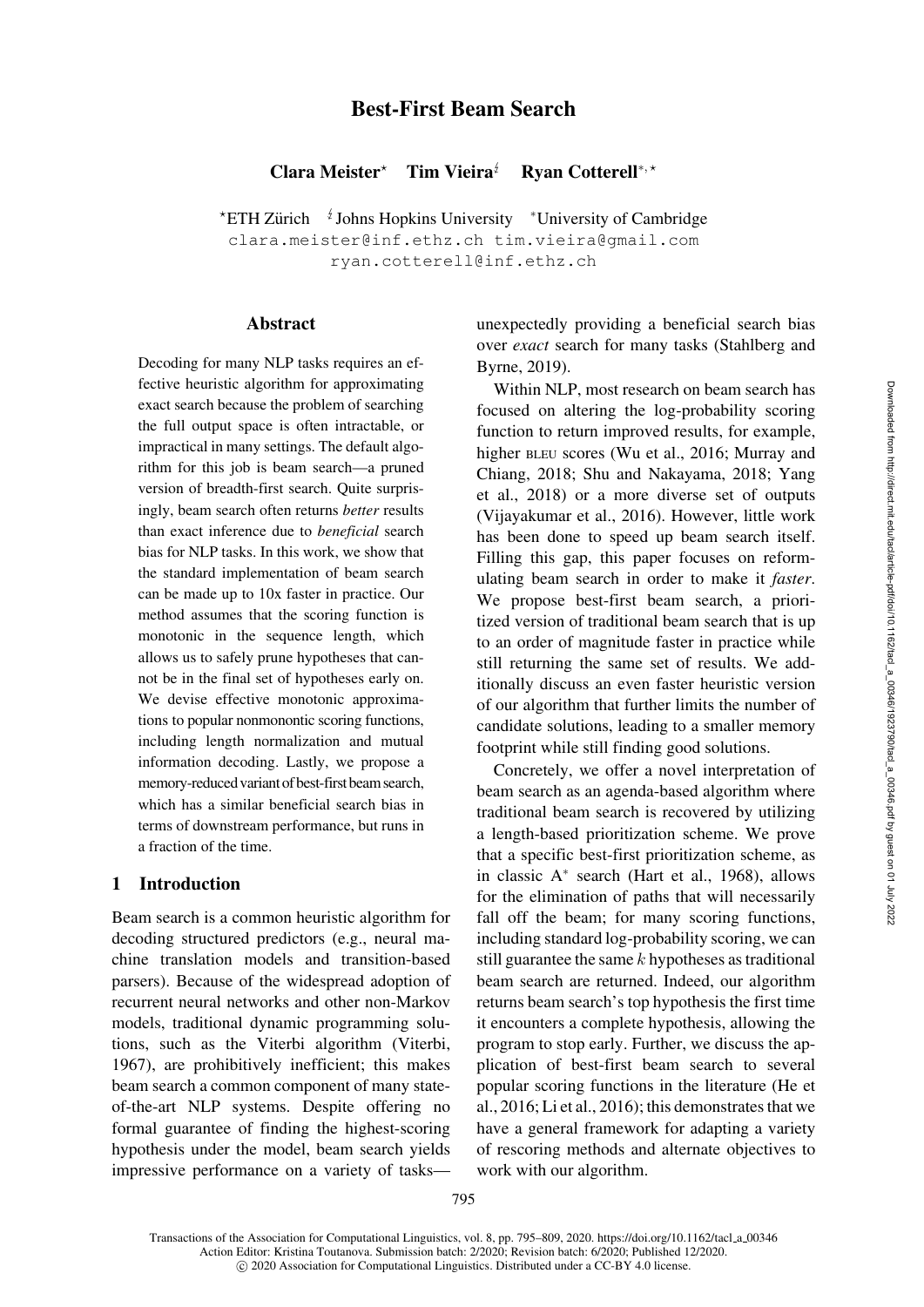# Best-First Beam Search

**Clara Meister**[⋆] **Tim Vieira**[♮] **Ryan Cotterell**[∗,⋆]

[⋆]ETH Zürich [♮]Johns Hopkins University [∗]University of Cambridge

clara.meister@inf.ethz.ch tim.vieira@gmail.com

ryan.cotterell@inf.ethz.ch

## Abstract

Decoding for many NLP tasks requires an effective heuristic algorithm for approximating exact search because the problem of searching the full output space is often intractable, or impractical in many settings. The default algorithm for this job is beam search—a pruned version of breadth-first search. Quite surprisingly, beam search often returns *better* results than exact inference due to *beneficial* search bias for NLP tasks. In this work, we show that the standard implementation of beam search can be made up to 10x faster in practice. Our method assumes that the scoring function is monotonic in the sequence length, which allows us to safely prune hypotheses that cannot be in the final set of hypotheses early on. We devise effective monotonic approximations to popular nonmononotic scoring functions, including length normalization and mutual information decoding. Lastly, we propose a memory-reduced variant of best-first beam search, which has a similar beneficial search bias in terms of downstream performance, but runs in a fraction of the time.

## 1 Introduction

Beam search is a common heuristic algorithm for decoding structured predictors (e.g., neural machine translation models and transition-based parsers). Because of the widespread adoption of recurrent neural networks and other non-Markov models, traditional dynamic programming solutions, such as the Viterbi algorithm (Viterbi, 1967), are prohibitively inefficient; this makes beam search a common component of many state-of-the-art NLP systems. Despite offering no formal guarantee of finding the highest-scoring hypothesis under the model, beam search yields impressive performance on a variety of tasks—unexpectedly providing a beneficial search bias over *exact* search for many tasks (Stahlberg and Byrne, 2019).

Within NLP, most research on beam search has focused on altering the log-probability scoring function to return improved results, for example, higher BLEU scores (Wu et al., 2016; Murray and Chiang, 2018; Shu and Nakayama, 2018; Yang et al., 2018) or a more diverse set of outputs (Vijayakumar et al., 2016). However, little work has been done to speed up beam search itself. Filling this gap, this paper focuses on reformulating beam search in order to make it *faster*. We propose best-first beam search, a prioritized version of traditional beam search that is up to an order of magnitude faster in practice while still returning the same set of results. We additionally discuss an even faster heuristic version of our algorithm that further limits the number of candidate solutions, leading to a smaller memory footprint while still finding good solutions.

Concretely, we offer a novel interpretation of beam search as an agenda-based algorithm where traditional beam search is recovered by utilizing a length-based prioritization scheme. We prove that a specific best-first prioritization scheme, as in classic A$^*$ search (Hart et al., 1968), allows for the elimination of paths that will necessarily fall off the beam; for many scoring functions, including standard log-probability scoring, we can still guarantee the same $k$ hypotheses as traditional beam search are returned. Indeed, our algorithm returns beam search's top hypothesis the first time it encounters a complete hypothesis, allowing the program to stop early. Further, we discuss the application of best-first beam search to several popular scoring functions in the literature (He et al., 2016; Li et al., 2016); this demonstrates that we have a general framework for adapting a variety of rescoring methods and alternate objectives to work with our algorithm.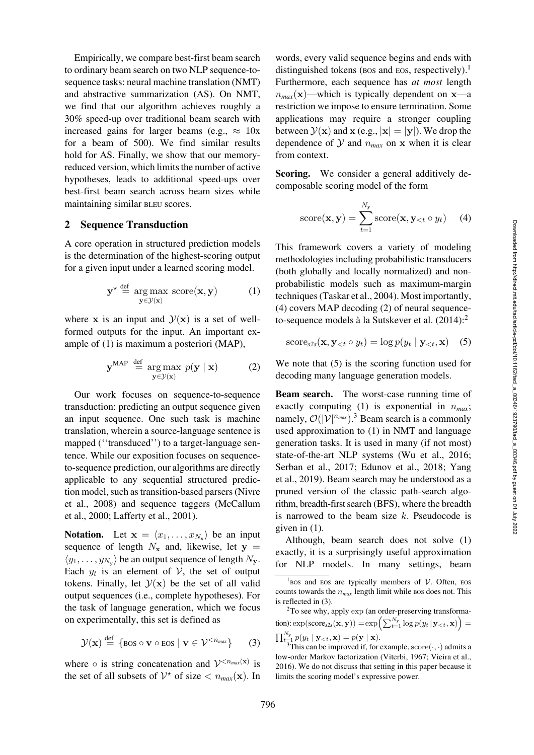Empirically, we compare best-first beam search to ordinary beam search on two NLP sequence-to-sequence tasks: neural machine translation (NMT) and abstractive summarization (AS). On NMT, we find that our algorithm achieves roughly a 30% speed-up over traditional beam search with increased gains for larger beams (e.g., $\approx$ 10x for a beam of 500). We find similar results hold for AS. Finally, we show that our memory-reduced version, which limits the number of active hypotheses, leads to additional speed-ups over best-first beam search across beam sizes while maintaining similar BLEU scores.

## 2 Sequence Transduction

A core operation in structured prediction models is the determination of the highest-scoring output for a given input under a learned scoring model.

$$\mathbf{y}^{\star} \stackrel{\text{def}}{=} \underset{\mathbf{y} \in \mathcal{Y}(\mathbf{x})}{\arg\max} \ \text{score}(\mathbf{x}, \mathbf{y}) \qquad (1)$$

where $\mathbf{x}$ is an input and $\mathcal{Y}(\mathbf{x})$ is a set of well-formed outputs for the input. An important example of (1) is maximum a posteriori (MAP),

$$\mathbf{y}^{\text{MAP}} \stackrel{\text{def}}{=} \underset{\mathbf{y} \in \mathcal{Y}(\mathbf{x})}{\arg\max} \ p(\mathbf{y} \mid \mathbf{x}) \qquad (2)$$

Our work focuses on sequence-to-sequence transduction: predicting an output sequence given an input sequence. One such task is machine translation, wherein a source-language sentence is mapped (''transduced'') to a target-language sentence. While our exposition focuses on sequence-to-sequence prediction, our algorithms are directly applicable to any sequential structured prediction model, such as transition-based parsers (Nivre et al., 2008) and sequence taggers (McCallum et al., 2000; Lafferty et al., 2001).

**Notation.** Let $\mathbf{x} = \langle x_1, \ldots, x_{N_\mathbf{x}} \rangle$ be an input sequence of length $N_\mathbf{x}$ and, likewise, let $\mathbf{y} = \langle y_1, \ldots, y_{N_\mathbf{y}} \rangle$ be an output sequence of length $N_\mathbf{y}$. Each $y_t$ is an element of $\mathcal{V}$, the set of output tokens. Finally, let $\mathcal{Y}(\mathbf{x})$ be the set of all valid output sequences (i.e., complete hypotheses). For the task of language generation, which we focus on experimentally, this set is defined as

$$\mathcal{Y}(\mathbf{x}) \stackrel{\text{def}}{=} \{\text{BOS} \circ \mathbf{v} \circ \text{EOS} \mid \mathbf{v} \in \mathcal{V}^{<n_{max}}\} \qquad (3)$$

where $\circ$ is string concatenation and $\mathcal{V}^{<n_{max}(\mathbf{x})}$ is the set of all subsets of $\mathcal{V}^{\star}$ of size $< n_{max}(\mathbf{x})$. In words, every valid sequence begins and ends with distinguished tokens (BOS and EOS, respectively).[1] Furthermore, each sequence has *at most* length $n_{max}(\mathbf{x})$—which is typically dependent on $\mathbf{x}$—a restriction we impose to ensure termination. Some applications may require a stronger coupling between $\mathcal{Y}(\mathbf{x})$ and $\mathbf{x}$ (e.g., $|\mathbf{x}| = |\mathbf{y}|$). We drop the dependence of $\mathcal{Y}$ and $n_{max}$ on $\mathbf{x}$ when it is clear from context.

**Scoring.** We consider a general additively decomposable scoring model of the form

$$\text{score}(\mathbf{x}, \mathbf{y}) = \sum_{t=1}^{N_\mathbf{y}} \text{score}(\mathbf{x}, \mathbf{y}_{<t} \circ y_t) \qquad (4)$$

This framework covers a variety of modeling methodologies including probabilistic transducers (both globally and locally normalized) and non-probabilistic models such as maximum-margin techniques (Taskar et al., 2004). Most importantly, (4) covers MAP decoding (2) of neural sequence-to-sequence models à la Sutskever et al. (2014):[2]

$$\text{score}_{s2s}(\mathbf{x}, \mathbf{y}_{<t} \circ y_t) = \log p(y_t \mid \mathbf{y}_{<t}, \mathbf{x}) \qquad (5)$$

We note that (5) is the scoring function used for decoding many language generation models.

**Beam search.** The worst-case running time of exactly computing (1) is exponential in $n_{max}$; namely, $\mathcal{O}(|\mathcal{V}|^{n_{max}})$.[3] Beam search is a commonly used approximation to (1) in NMT and language generation tasks. It is used in many (if not most) state-of-the-art NLP systems (Wu et al., 2016; Serban et al., 2017; Edunov et al., 2018; Yang et al., 2019). Beam search may be understood as a pruned version of the classic path-search algorithm, breadth-first search (BFS), where the breadth is narrowed to the beam size $k$. Pseudocode is given in (1).

Although, beam search does not solve (1) exactly, it is a surprisingly useful approximation for NLP models. In many settings, beam

---

[1] BOS and EOS are typically members of $\mathcal{V}$. Often, EOS counts towards the $n_{max}$ length limit while BOS does not. This is reflected in (3).

[2] To see why, apply exp (an order-preserving transformation): $\exp(\text{score}_{s2s}(\mathbf{x}, \mathbf{y})) = \exp\left(\sum_{t=1}^{N_\mathbf{y}} \log p(y_t \mid \mathbf{y}_{<t}, \mathbf{x})\right) = \prod_{t=1}^{N_\mathbf{y}} p(y_t \mid \mathbf{y}_{<t}, \mathbf{x}) = p(\mathbf{y} \mid \mathbf{x})$.

[3] This can be improved if, for example, $\text{score}(\cdot, \cdot)$ admits a low-order Markov factorization (Viterbi, 1967; Vieira et al., 2016). We do not discuss that setting in this paper because it limits the scoring model's expressive power.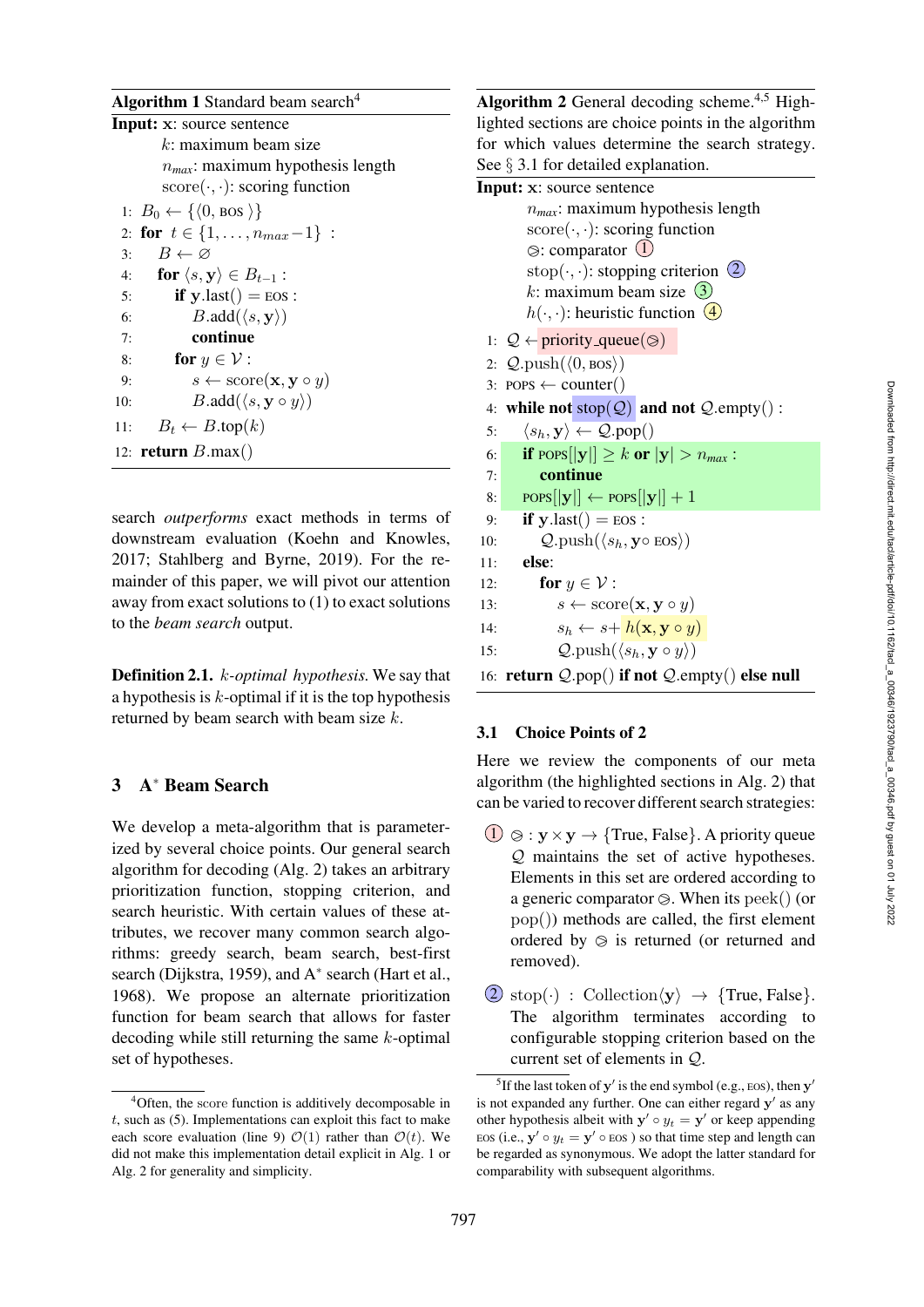**Algorithm 1** Standard beam search[4]

**Input:** $\mathbf{x}$: source sentence
    $k$: maximum beam size
    $n_{max}$: maximum hypothesis length
    $\text{score}(\cdot,\cdot)$: scoring function

```
1:  B_0 ← {⟨0, BOS⟩}
2:  for t ∈ {1, ..., n_max − 1} :
3:      B ← ∅
4:      for ⟨s, y⟩ ∈ B_{t−1} :
5:          if y.last() = EOS :
6:              B.add(⟨s, y⟩)
7:              continue
8:          for y ∈ V :
9:              s ← score(x, y ∘ y)
10:             B.add(⟨s, y ∘ y⟩)
11:     B_t ← B.top(k)
12: return B.max()
```

search *outperforms* exact methods in terms of downstream evaluation (Koehn and Knowles, 2017; Stahlberg and Byrne, 2019). For the remainder of this paper, we will pivot our attention away from exact solutions to (1) to exact solutions to the *beam search* output.

**Definition 2.1.** *$k$-optimal hypothesis.* We say that a hypothesis is $k$-optimal if it is the top hypothesis returned by beam search with beam size $k$.

## 3 A$^*$ Beam Search

We develop a meta-algorithm that is parameterized by several choice points. Our general search algorithm for decoding (Alg. 2) takes an arbitrary prioritization function, stopping criterion, and search heuristic. With certain values of these attributes, we recover many common search algorithms: greedy search, beam search, best-first search (Dijkstra, 1959), and A$^*$ search (Hart et al., 1968). We propose an alternate prioritization function for beam search that allows for faster decoding while still returning the same $k$-optimal set of hypotheses.

**Algorithm 2** General decoding scheme.[4,5] Highlighted sections are choice points in the algorithm for which values determine the search strategy. See § 3.1 for detailed explanation.

**Input:** $\mathbf{x}$: source sentence
    $n_{max}$: maximum hypothesis length
    $\text{score}(\cdot,\cdot)$: scoring function
    $\oslash$: comparator ①
    $\text{stop}(\cdot,\cdot)$: stopping criterion ②
    $k$: maximum beam size ③
    $h(\cdot,\cdot)$: heuristic function ④

```
1:  Q ← priority_queue(⊘)
2:  Q.push(⟨0, BOS⟩)
3:  POPS ← counter()
4:  while not stop(Q) and not Q.empty() :
5:      ⟨s_h, y⟩ ← Q.pop()
6:      if POPS[|y|] ≥ k or |y| > n_max :
7:          continue
8:      POPS[|y|] ← POPS[|y|] + 1
9:      if y.last() = EOS :
10:         Q.push(⟨s_h, y ∘ EOS⟩)
11:     else:
12:         for y ∈ V :
13:             s ← score(x, y ∘ y)
14:             s_h ← s + h(x, y ∘ y)
15:             Q.push(⟨s_h, y ∘ y⟩)
16: return Q.pop() if not Q.empty() else null
```

### 3.1 Choice Points of 2

Here we review the components of our meta algorithm (the highlighted sections in Alg. 2) that can be varied to recover different search strategies:

① $\oslash : \mathbf{y} \times \mathbf{y} \rightarrow \{\text{True}, \text{False}\}$. A priority queue $\mathcal{Q}$ maintains the set of active hypotheses. Elements in this set are ordered according to a generic comparator $\oslash$. When its $\text{peek}()$ (or $\text{pop}()$) methods are called, the first element ordered by $\oslash$ is returned (or returned and removed).

② $\text{stop}(\cdot) : \text{Collection}\langle\mathbf{y}\rangle \rightarrow \{\text{True}, \text{False}\}$. The algorithm terminates according to configurable stopping criterion based on the current set of elements in $\mathcal{Q}$.

---

[4] Often, the score function is additively decomposable in $t$, such as (5). Implementations can exploit this fact to make each score evaluation (line 9) $\mathcal{O}(1)$ rather than $\mathcal{O}(t)$. We did not make this implementation detail explicit in Alg. 1 or Alg. 2 for generality and simplicity.

[5] If the last token of $\mathbf{y}'$ is the end symbol (e.g., EOS), then $\mathbf{y}'$ is not expanded any further. One can either regard $\mathbf{y}'$ as any other hypothesis albeit with $\mathbf{y}' \circ y_t = \mathbf{y}'$ or keep appending EOS (i.e., $\mathbf{y}' \circ y_t = \mathbf{y}' \circ \text{EOS}$) so that time step and length can be regarded as synonymous. We adopt the latter standard for comparability with subsequent algorithms.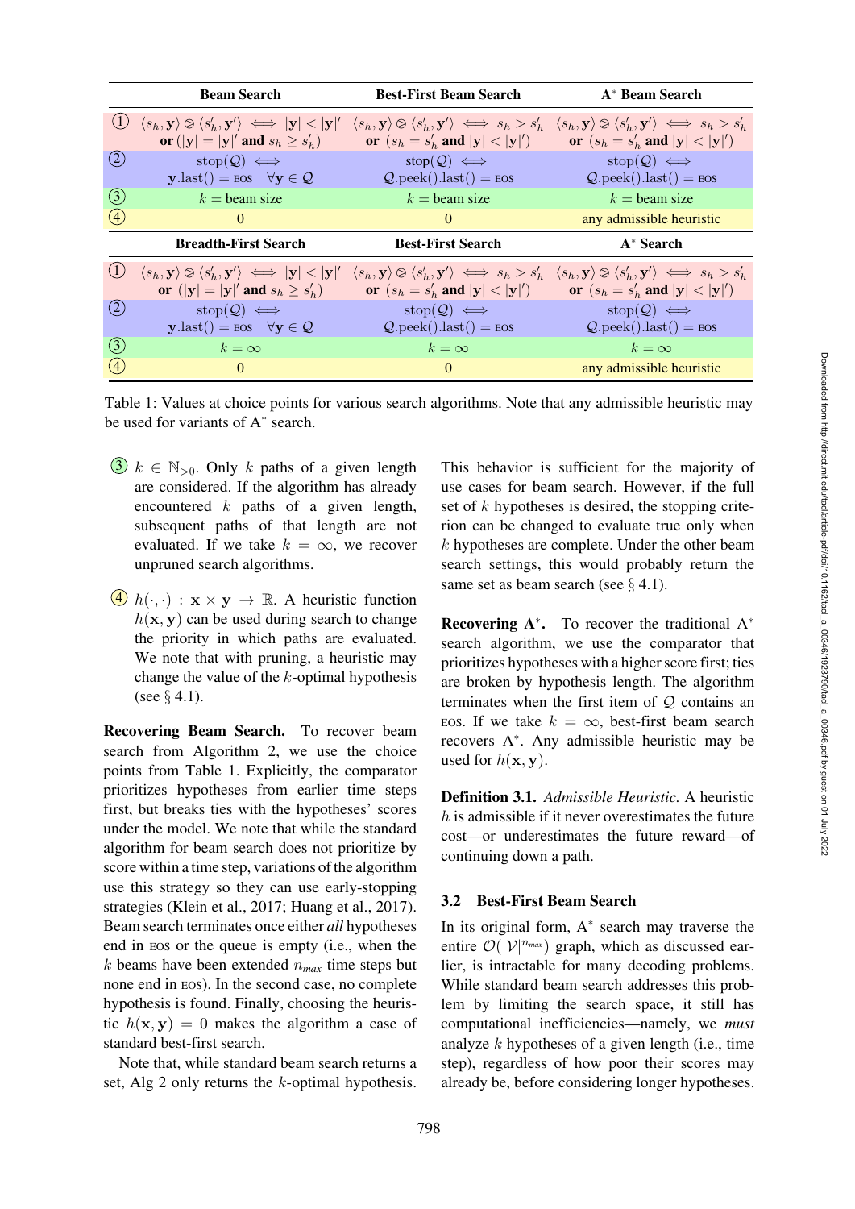| | Beam Search | Best-First Beam Search | A* Beam Search |
|---|---|---|---|
| ① | $\langle s_h, \mathbf{y}\rangle \circledcirc \langle s'_h, \mathbf{y}'\rangle \iff \|\mathbf{y}\| < \|\mathbf{y}\|'$ **or** $(\|\mathbf{y}\| = \|\mathbf{y}\|'$ **and** $s_h \geq s'_h)$ | $\langle s_h, \mathbf{y}\rangle \circledcirc \langle s'_h, \mathbf{y}'\rangle \iff s_h > s'_h$ **or** $(s_h = s'_h$ **and** $\|\mathbf{y}\| < \|\mathbf{y}'\|)$ | $\langle s_h, \mathbf{y}\rangle \circledcirc \langle s'_h, \mathbf{y}'\rangle \iff s_h > s'_h$ **or** $(s_h = s'_h$ **and** $\|\mathbf{y}\| < \|\mathbf{y}'\|)$ |
| ② | $\text{stop}(\mathcal{Q}) \iff \mathbf{y}.\text{last}() = \text{EOS} \quad \forall \mathbf{y} \in \mathcal{Q}$ | $\text{stop}(\mathcal{Q}) \iff \mathcal{Q}.\text{peek}().\text{last}() = \text{EOS}$ | $\text{stop}(\mathcal{Q}) \iff \mathcal{Q}.\text{peek}().\text{last}() = \text{EOS}$ |
| ③ | $k$ = beam size | $k$ = beam size | $k$ = beam size |
| ④ | 0 | 0 | any admissible heuristic |
| | **Breadth-First Search** | **Best-First Search** | **A* Search** |
| ① | $\langle s_h, \mathbf{y}\rangle \circledcirc \langle s'_h, \mathbf{y}'\rangle \iff \|\mathbf{y}\| < \|\mathbf{y}\|'$ **or** $(\|\mathbf{y}\| = \|\mathbf{y}\|'$ **and** $s_h \geq s'_h)$ | $\langle s_h, \mathbf{y}\rangle \circledcirc \langle s'_h, \mathbf{y}'\rangle \iff s_h > s'_h$ **or** $(s_h = s'_h$ **and** $\|\mathbf{y}\| < \|\mathbf{y}'\|)$ | $\langle s_h, \mathbf{y}\rangle \circledcirc \langle s'_h, \mathbf{y}'\rangle \iff s_h > s'_h$ **or** $(s_h = s'_h$ **and** $\|\mathbf{y}\| < \|\mathbf{y}'\|)$ |
| ② | $\text{stop}(\mathcal{Q}) \iff \mathbf{y}.\text{last}() = \text{EOS} \quad \forall \mathbf{y} \in \mathcal{Q}$ | $\text{stop}(\mathcal{Q}) \iff \mathcal{Q}.\text{peek}().\text{last}() = \text{EOS}$ | $\text{stop}(\mathcal{Q}) \iff \mathcal{Q}.\text{peek}().\text{last}() = \text{EOS}$ |
| ③ | $k = \infty$ | $k = \infty$ | $k = \infty$ |
| ④ | 0 | 0 | any admissible heuristic |

Table 1: Values at choice points for various search algorithms. Note that any admissible heuristic may be used for variants of A* search.

③ $k \in \mathbb{N}_{>0}$. Only $k$ paths of a given length are considered. If the algorithm has already encountered $k$ paths of a given length, subsequent paths of that length are not evaluated. If we take $k = \infty$, we recover unpruned search algorithms.

④ $h(\cdot, \cdot) : \mathbf{x} \times \mathbf{y} \to \mathbb{R}$. A heuristic function $h(\mathbf{x}, \mathbf{y})$ can be used during search to change the priority in which paths are evaluated. We note that with pruning, a heuristic may change the value of the $k$-optimal hypothesis (see § 4.1).

**Recovering Beam Search.** To recover beam search from Algorithm 2, we use the choice points from Table 1. Explicitly, the comparator prioritizes hypotheses from earlier time steps first, but breaks ties with the hypotheses' scores under the model. We note that while the standard algorithm for beam search does not prioritize by score within a time step, variations of the algorithm use this strategy so they can use early-stopping strategies (Klein et al., 2017; Huang et al., 2017). Beam search terminates once either *all* hypotheses end in EOS or the queue is empty (i.e., when the $k$ beams have been extended $n_{max}$ time steps but none end in EOS). In the second case, no complete hypothesis is found. Finally, choosing the heuristic $h(\mathbf{x}, \mathbf{y}) = 0$ makes the algorithm a case of standard best-first search.

Note that, while standard beam search returns a set, Alg 2 only returns the $k$-optimal hypothesis. This behavior is sufficient for the majority of use cases for beam search. However, if the full set of $k$ hypotheses is desired, the stopping criterion can be changed to evaluate true only when $k$ hypotheses are complete. Under the other beam search settings, this would probably return the same set as beam search (see § 4.1).

**Recovering A*.** To recover the traditional A* search algorithm, we use the comparator that prioritizes hypotheses with a higher score first; ties are broken by hypothesis length. The algorithm terminates when the first item of $\mathcal{Q}$ contains an EOS. If we take $k = \infty$, best-first beam search recovers A*. Any admissible heuristic may be used for $h(\mathbf{x}, \mathbf{y})$.

**Definition 3.1.** *Admissible Heuristic.* A heuristic $h$ is admissible if it never overestimates the future cost—or underestimates the future reward—of continuing down a path.

### 3.2 Best-First Beam Search

In its original form, A* search may traverse the entire $\mathcal{O}(|\mathcal{V}|^{n_{max}})$ graph, which as discussed earlier, is intractable for many decoding problems. While standard beam search addresses this problem by limiting the search space, it still has computational inefficiencies—namely, we *must* analyze $k$ hypotheses of a given length (i.e., time step), regardless of how poor their scores may already be, before considering longer hypotheses.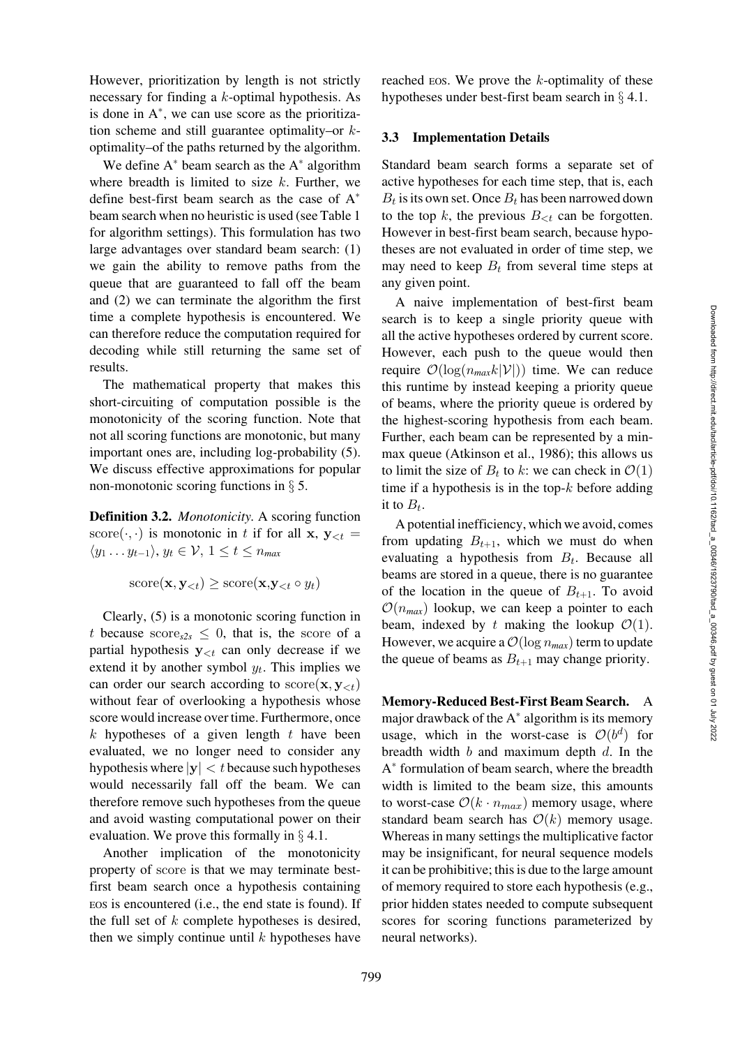However, prioritization by length is not strictly necessary for finding a $k$-optimal hypothesis. As is done in A$^*$, we can use score as the prioritization scheme and still guarantee optimality–or $k$-optimality–of the paths returned by the algorithm.

We define A$^*$ beam search as the A$^*$ algorithm where breadth is limited to size $k$. Further, we define best-first beam search as the case of A$^*$ beam search when no heuristic is used (see Table 1 for algorithm settings). This formulation has two large advantages over standard beam search: (1) we gain the ability to remove paths from the queue that are guaranteed to fall off the beam and (2) we can terminate the algorithm the first time a complete hypothesis is encountered. We can therefore reduce the computation required for decoding while still returning the same set of results.

The mathematical property that makes this short-circuiting of computation possible is the monotonicity of the scoring function. Note that not all scoring functions are monotonic, but many important ones are, including log-probability (5). We discuss effective approximations for popular non-monotonic scoring functions in § 5.

**Definition 3.2.** *Monotonicity.* A scoring function $\text{score}(\cdot, \cdot)$ is monotonic in $t$ if for all $\mathbf{x}$, $\mathbf{y}_{<t} = \langle y_1 \ldots y_{t-1}\rangle$, $y_t \in \mathcal{V}$, $1 \leq t \leq n_{max}$

$$\text{score}(\mathbf{x}, \mathbf{y}_{<t}) \geq \text{score}(\mathbf{x}, \mathbf{y}_{<t} \circ y_t)$$

Clearly, (5) is a monotonic scoring function in $t$ because $\text{score}_{s2s} \leq 0$, that is, the score of a partial hypothesis $\mathbf{y}_{<t}$ can only decrease if we extend it by another symbol $y_t$. This implies we can order our search according to $\text{score}(\mathbf{x}, \mathbf{y}_{<t})$ without fear of overlooking a hypothesis whose score would increase over time. Furthermore, once $k$ hypotheses of a given length $t$ have been evaluated, we no longer need to consider any hypothesis where $|\mathbf{y}| < t$ because such hypotheses would necessarily fall off the beam. We can therefore remove such hypotheses from the queue and avoid wasting computational power on their evaluation. We prove this formally in § 4.1.

Another implication of the monotonicity property of score is that we may terminate best-first beam search once a hypothesis containing EOS is encountered (i.e., the end state is found). If the full set of $k$ complete hypotheses is desired, then we simply continue until $k$ hypotheses have reached EOS. We prove the $k$-optimality of these hypotheses under best-first beam search in § 4.1.

### 3.3 Implementation Details

Standard beam search forms a separate set of active hypotheses for each time step, that is, each $B_t$ is its own set. Once $B_t$ has been narrowed down to the top $k$, the previous $B_{<t}$ can be forgotten. However in best-first beam search, because hypotheses are not evaluated in order of time step, we may need to keep $B_t$ from several time steps at any given point.

A naive implementation of best-first beam search is to keep a single priority queue with all the active hypotheses ordered by current score. However, each push to the queue would then require $\mathcal{O}(\log(n_{max}k|\mathcal{V}|))$ time. We can reduce this runtime by instead keeping a priority queue of beams, where the priority queue is ordered by the highest-scoring hypothesis from each beam. Further, each beam can be represented by a min-max queue (Atkinson et al., 1986); this allows us to limit the size of $B_t$ to $k$: we can check in $\mathcal{O}(1)$ time if a hypothesis is in the top-$k$ before adding it to $B_t$.

A potential inefficiency, which we avoid, comes from updating $B_{t+1}$, which we must do when evaluating a hypothesis from $B_t$. Because all beams are stored in a queue, there is no guarantee of the location in the queue of $B_{t+1}$. To avoid $\mathcal{O}(n_{max})$ lookup, we can keep a pointer to each beam, indexed by $t$ making the lookup $\mathcal{O}(1)$. However, we acquire a $\mathcal{O}(\log n_{max})$ term to update the queue of beams as $B_{t+1}$ may change priority.

**Memory-Reduced Best-First Beam Search.** A major drawback of the A$^*$ algorithm is its memory usage, which in the worst-case is $\mathcal{O}(b^d)$ for breadth width $b$ and maximum depth $d$. In the A$^*$ formulation of beam search, where the breadth width is limited to the beam size, this amounts to worst-case $\mathcal{O}(k \cdot n_{max})$ memory usage, where standard beam search has $\mathcal{O}(k)$ memory usage. Whereas in many settings the multiplicative factor may be insignificant, for neural sequence models it can be prohibitive; this is due to the large amount of memory required to store each hypothesis (e.g., prior hidden states needed to compute subsequent scores for scoring functions parameterized by neural networks).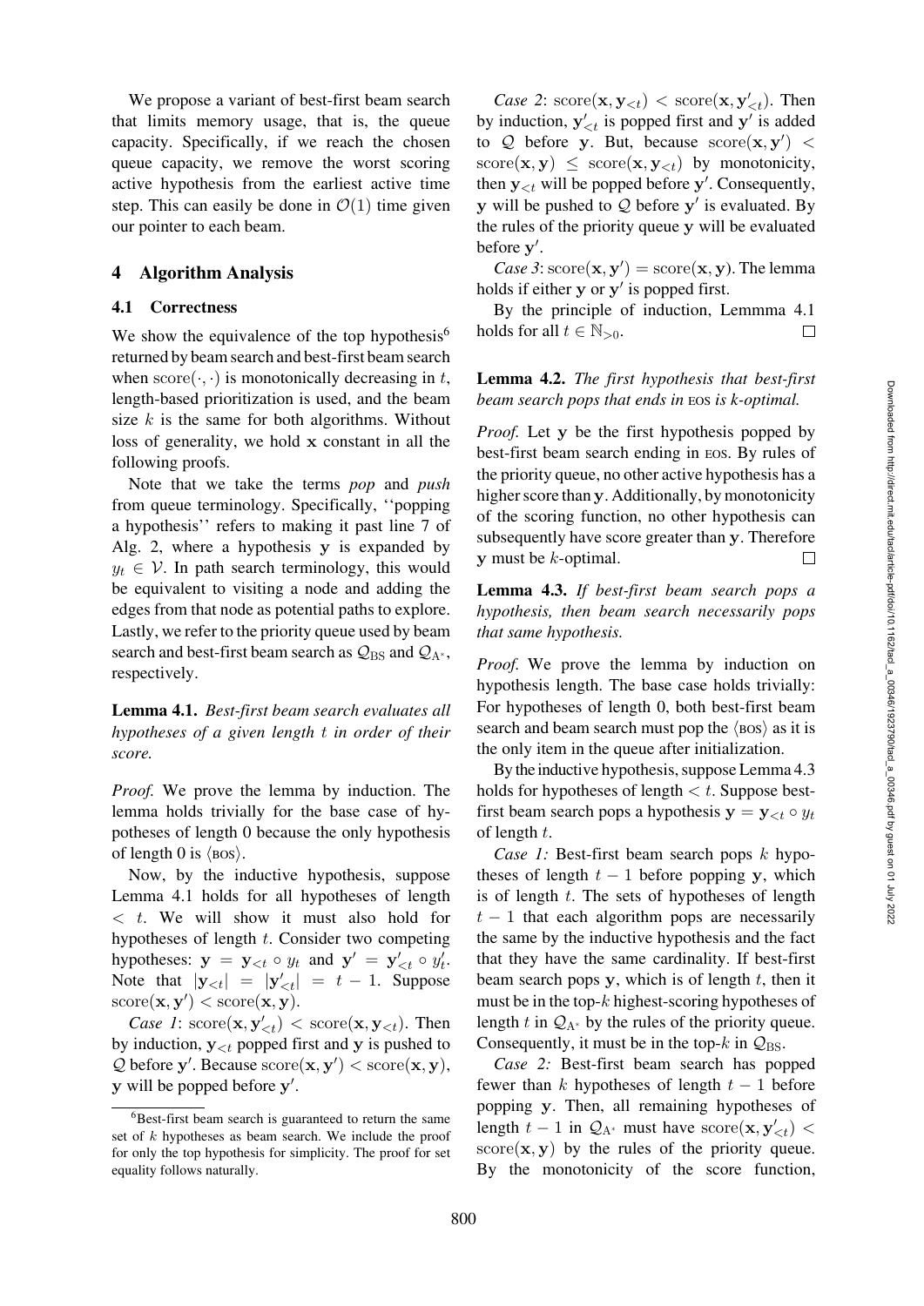We propose a variant of best-first beam search that limits memory usage, that is, the queue capacity. Specifically, if we reach the chosen queue capacity, we remove the worst scoring active hypothesis from the earliest active time step. This can easily be done in $\mathcal{O}(1)$ time given our pointer to each beam.

## 4 Algorithm Analysis

### 4.1 Correctness

We show the equivalence of the top hypothesis[6] returned by beam search and best-first beam search when $\mathrm{score}(\cdot,\cdot)$ is monotonically decreasing in $t$, length-based prioritization is used, and the beam size $k$ is the same for both algorithms. Without loss of generality, we hold $\mathbf{x}$ constant in all the following proofs.

Note that we take the terms *pop* and *push* from queue terminology. Specifically, ''popping a hypothesis'' refers to making it past line 7 of Alg. 2, where a hypothesis $\mathbf{y}$ is expanded by $y_t \in \mathcal{V}$. In path search terminology, this would be equivalent to visiting a node and adding the edges from that node as potential paths to explore. Lastly, we refer to the priority queue used by beam search and best-first beam search as $\mathcal{Q}_{\mathrm{BS}}$ and $\mathcal{Q}_{\mathrm{A}^*}$, respectively.

**Lemma 4.1.** *Best-first beam search evaluates all hypotheses of a given length $t$ in order of their score.*

*Proof.* We prove the lemma by induction. The lemma holds trivially for the base case of hypotheses of length 0 because the only hypothesis of length 0 is $\langle\textsc{bos}\rangle$.

Now, by the inductive hypothesis, suppose Lemma 4.1 holds for all hypotheses of length $< t$. We will show it must also hold for hypotheses of length $t$. Consider two competing hypotheses: $\mathbf{y} = \mathbf{y}_{<t} \circ y_t$ and $\mathbf{y}' = \mathbf{y}'_{<t} \circ y'_t$. Note that $|\mathbf{y}_{<t}| = |\mathbf{y}'_{<t}| = t-1$. Suppose $\mathrm{score}(\mathbf{x},\mathbf{y}') < \mathrm{score}(\mathbf{x},\mathbf{y})$.

*Case 1*: $\mathrm{score}(\mathbf{x},\mathbf{y}'_{<t}) < \mathrm{score}(\mathbf{x},\mathbf{y}_{<t})$. Then by induction, $\mathbf{y}_{<t}$ popped first and $\mathbf{y}$ is pushed to $\mathcal{Q}$ before $\mathbf{y}'$. Because $\mathrm{score}(\mathbf{x},\mathbf{y}') < \mathrm{score}(\mathbf{x},\mathbf{y})$, $\mathbf{y}$ will be popped before $\mathbf{y}'$.

*Case 2*: $\mathrm{score}(\mathbf{x},\mathbf{y}_{<t}) < \mathrm{score}(\mathbf{x},\mathbf{y}'_{<t})$. Then by induction, $\mathbf{y}'_{<t}$ is popped first and $\mathbf{y}'$ is added to $\mathcal{Q}$ before $\mathbf{y}$. But, because $\mathrm{score}(\mathbf{x},\mathbf{y}') < \mathrm{score}(\mathbf{x},\mathbf{y}) \leq \mathrm{score}(\mathbf{x},\mathbf{y}_{<t})$ by monotonicity, then $\mathbf{y}_{<t}$ will be popped before $\mathbf{y}'$. Consequently, $\mathbf{y}$ will be pushed to $\mathcal{Q}$ before $\mathbf{y}'$ is evaluated. By the rules of the priority queue $\mathbf{y}$ will be evaluated before $\mathbf{y}'$.

*Case 3*: $\mathrm{score}(\mathbf{x},\mathbf{y}') = \mathrm{score}(\mathbf{x},\mathbf{y})$. The lemma holds if either $\mathbf{y}$ or $\mathbf{y}'$ is popped first.

By the principle of induction, Lemmma 4.1 holds for all $t \in \mathbb{N}_{>0}$. ☐

**Lemma 4.2.** *The first hypothesis that best-first beam search pops that ends in* $\textsc{eos}$ *is $k$-optimal.*

*Proof.* Let $\mathbf{y}$ be the first hypothesis popped by best-first beam search ending in $\textsc{eos}$. By rules of the priority queue, no other active hypothesis has a higher score than $\mathbf{y}$. Additionally, by monotonicity of the scoring function, no other hypothesis can subsequently have score greater than $\mathbf{y}$. Therefore $\mathbf{y}$ must be $k$-optimal. ☐

**Lemma 4.3.** *If best-first beam search pops a hypothesis, then beam search necessarily pops that same hypothesis.*

*Proof.* We prove the lemma by induction on hypothesis length. The base case holds trivially: For hypotheses of length 0, both best-first beam search and beam search must pop the $\langle\textsc{bos}\rangle$ as it is the only item in the queue after initialization.

By the inductive hypothesis, suppose Lemma 4.3 holds for hypotheses of length $< t$. Suppose best-first beam search pops a hypothesis $\mathbf{y} = \mathbf{y}_{<t} \circ y_t$ of length $t$.

*Case 1:* Best-first beam search pops $k$ hypotheses of length $t-1$ before popping $\mathbf{y}$, which is of length $t$. The sets of hypotheses of length $t-1$ that each algorithm pops are necessarily the same by the inductive hypothesis and the fact that they have the same cardinality. If best-first beam search pops $\mathbf{y}$, which is of length $t$, then it must be in the top-$k$ highest-scoring hypotheses of length $t$ in $\mathcal{Q}_{\mathrm{A}^*}$ by the rules of the priority queue. Consequently, it must be in the top-$k$ in $\mathcal{Q}_{\mathrm{BS}}$.

*Case 2:* Best-first beam search has popped fewer than $k$ hypotheses of length $t-1$ before popping $\mathbf{y}$. Then, all remaining hypotheses of length $t-1$ in $\mathcal{Q}_{\mathrm{A}^*}$ must have $\mathrm{score}(\mathbf{x},\mathbf{y}'_{<t}) < \mathrm{score}(\mathbf{x},\mathbf{y})$ by the rules of the priority queue. By the monotonicity of the score function,

[6] Best-first beam search is guaranteed to return the same set of $k$ hypotheses as beam search. We include the proof for only the top hypothesis for simplicity. The proof for set equality follows naturally.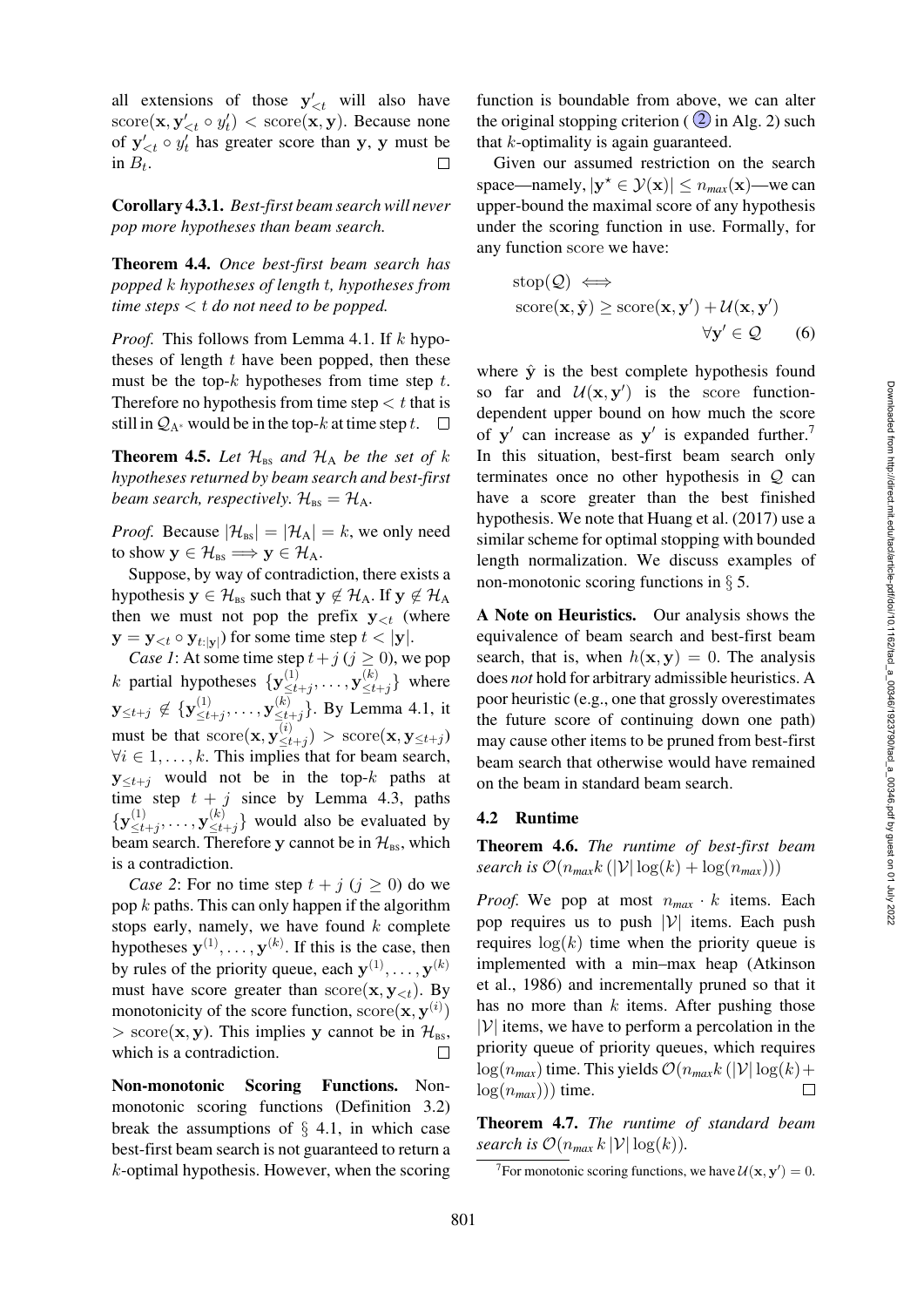all extensions of those $\mathbf{y}'_{<t}$ will also have $\text{score}(\mathbf{x}, \mathbf{y}'_{<t} \circ y'_t) < \text{score}(\mathbf{x}, \mathbf{y})$. Because none of $\mathbf{y}'_{<t} \circ y'_t$ has greater score than $\mathbf{y}$, $\mathbf{y}$ must be in $B_t$. □

**Corollary 4.3.1.** *Best-first beam search will never pop more hypotheses than beam search.*

**Theorem 4.4.** *Once best-first beam search has popped $k$ hypotheses of length $t$, hypotheses from time steps $< t$ do not need to be popped.*

*Proof.* This follows from Lemma 4.1. If $k$ hypotheses of length $t$ have been popped, then these must be the top-$k$ hypotheses from time step $t$. Therefore no hypothesis from time step $< t$ that is still in $\mathcal{Q}_{A^*}$ would be in the top-$k$ at time step $t$. □

**Theorem 4.5.** *Let $\mathcal{H}_{\text{BS}}$ and $\mathcal{H}_{\text{A}}$ be the set of $k$ hypotheses returned by beam search and best-first beam search, respectively. $\mathcal{H}_{\text{BS}} = \mathcal{H}_{\text{A}}$.*

*Proof.* Because $|\mathcal{H}_{\text{BS}}| = |\mathcal{H}_{\text{A}}| = k$, we only need to show $\mathbf{y} \in \mathcal{H}_{\text{BS}} \implies \mathbf{y} \in \mathcal{H}_{\text{A}}$.

Suppose, by way of contradiction, there exists a hypothesis $\mathbf{y} \in \mathcal{H}_{\text{BS}}$ such that $\mathbf{y} \notin \mathcal{H}_{\text{A}}$. If $\mathbf{y} \notin \mathcal{H}_{\text{A}}$ then we must not pop the prefix $\mathbf{y}_{<t}$ (where $\mathbf{y} = \mathbf{y}_{<t} \circ \mathbf{y}_{t:|\mathbf{y}|}$) for some time step $t < |\mathbf{y}|$.

*Case 1*: At some time step $t + j$ ($j \geq 0$), we pop $k$ partial hypotheses $\{\mathbf{y}^{(1)}_{\leq t+j}, \ldots, \mathbf{y}^{(k)}_{\leq t+j}\}$ where $\mathbf{y}_{\leq t+j} \notin \{\mathbf{y}^{(1)}_{\leq t+j}, \ldots, \mathbf{y}^{(k)}_{\leq t+j}\}$. By Lemma 4.1, it must be that $\text{score}(\mathbf{x}, \mathbf{y}^{(i)}_{\leq t+j}) > \text{score}(\mathbf{x}, \mathbf{y}_{\leq t+j})$ $\forall i \in 1, \ldots, k$. This implies that for beam search, $\mathbf{y}_{\leq t+j}$ would not be in the top-$k$ paths at time step $t + j$ since by Lemma 4.3, paths $\{\mathbf{y}^{(1)}_{\leq t+j}, \ldots, \mathbf{y}^{(k)}_{\leq t+j}\}$ would also be evaluated by beam search. Therefore $\mathbf{y}$ cannot be in $\mathcal{H}_{\text{BS}}$, which is a contradiction.

*Case 2*: For no time step $t + j$ ($j \geq 0$) do we pop $k$ paths. This can only happen if the algorithm stops early, namely, we have found $k$ complete hypotheses $\mathbf{y}^{(1)}, \ldots, \mathbf{y}^{(k)}$. If this is the case, then by rules of the priority queue, each $\mathbf{y}^{(1)}, \ldots, \mathbf{y}^{(k)}$ must have score greater than $\text{score}(\mathbf{x}, \mathbf{y}_{<t})$. By monotonicity of the score function, $\text{score}(\mathbf{x}, \mathbf{y}^{(i)}) > \text{score}(\mathbf{x}, \mathbf{y})$. This implies $\mathbf{y}$ cannot be in $\mathcal{H}_{\text{BS}}$, which is a contradiction. □

**Non-monotonic Scoring Functions.** Non-monotonic scoring functions (Definition 3.2) break the assumptions of § 4.1, in which case best-first beam search is not guaranteed to return a $k$-optimal hypothesis. However, when the scoring function is boundable from above, we can alter the original stopping criterion (② in Alg. 2) such that $k$-optimality is again guaranteed.

Given our assumed restriction on the search space—namely, $|\mathbf{y}^\star \in \mathcal{Y}(\mathbf{x})| \leq n_{max}(\mathbf{x})$—we can upper-bound the maximal score of any hypothesis under the scoring function in use. Formally, for any function score we have:

$$\begin{aligned} &\text{stop}(\mathcal{Q}) \iff \\ &\quad \text{score}(\mathbf{x}, \hat{\mathbf{y}}) \geq \text{score}(\mathbf{x}, \mathbf{y}') + \mathcal{U}(\mathbf{x}, \mathbf{y}') \\ &\qquad\qquad\qquad\qquad \forall \mathbf{y}' \in \mathcal{Q} \end{aligned} \tag{6}$$

where $\hat{\mathbf{y}}$ is the best complete hypothesis found so far and $\mathcal{U}(\mathbf{x}, \mathbf{y}')$ is the score function-dependent upper bound on how much the score of $\mathbf{y}'$ can increase as $\mathbf{y}'$ is expanded further.[7] In this situation, best-first beam search only terminates once no other hypothesis in $\mathcal{Q}$ can have a score greater than the best finished hypothesis. We note that Huang et al. (2017) use a similar scheme for optimal stopping with bounded length normalization. We discuss examples of non-monotonic scoring functions in § 5.

**A Note on Heuristics.** Our analysis shows the equivalence of beam search and best-first beam search, that is, when $h(\mathbf{x}, \mathbf{y}) = 0$. The analysis does *not* hold for arbitrary admissible heuristics. A poor heuristic (e.g., one that grossly overestimates the future score of continuing down one path) may cause other items to be pruned from best-first beam search that otherwise would have remained on the beam in standard beam search.

### 4.2 Runtime

**Theorem 4.6.** *The runtime of best-first beam search is $\mathcal{O}(n_{max} k\,(|\mathcal{V}| \log(k) + \log(n_{max})))$*

*Proof.* We pop at most $n_{max} \cdot k$ items. Each pop requires us to push $|\mathcal{V}|$ items. Each push requires $\log(k)$ time when the priority queue is implemented with a min–max heap (Atkinson et al., 1986) and incrementally pruned so that it has no more than $k$ items. After pushing those $|\mathcal{V}|$ items, we have to perform a percolation in the priority queue of priority queues, which requires $\log(n_{max})$ time. This yields $\mathcal{O}(n_{max} k\,(|\mathcal{V}| \log(k) + \log(n_{max})))$ time. □

**Theorem 4.7.** *The runtime of standard beam search is $\mathcal{O}(n_{max}\, k\, |\mathcal{V}| \log(k))$.*

[7] For monotonic scoring functions, we have $\mathcal{U}(\mathbf{x}, \mathbf{y}') = 0$.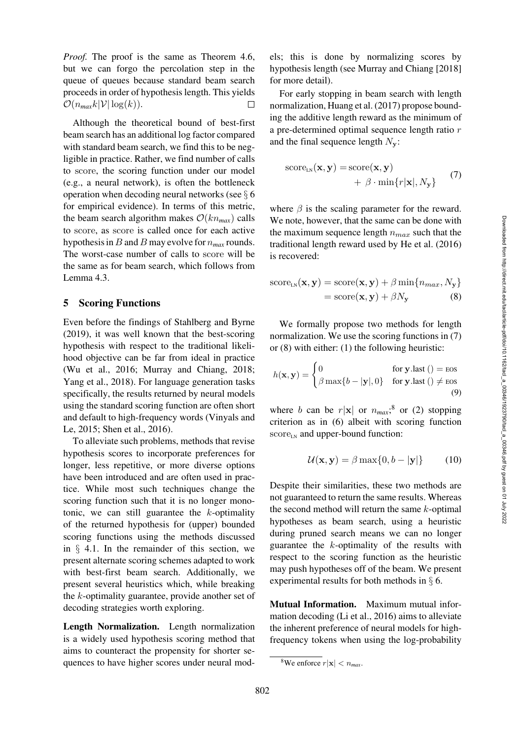*Proof.* The proof is the same as Theorem 4.6, but we can forgo the percolation step in the queue of queues because standard beam search proceeds in order of hypothesis length. This yields $\mathcal{O}(n_{max}k|\mathcal{V}|\log(k))$. □

Although the theoretical bound of best-first beam search has an additional log factor compared with standard beam search, we find this to be negligible in practice. Rather, we find number of calls to score, the scoring function under our model (e.g., a neural network), is often the bottleneck operation when decoding neural networks (see § 6 for empirical evidence). In terms of this metric, the beam search algorithm makes $\mathcal{O}(kn_{max})$ calls to score, as score is called once for each active hypothesis in $B$ and $B$ may evolve for $n_{max}$ rounds. The worst-case number of calls to score will be the same as for beam search, which follows from Lemma 4.3.

## 5 Scoring Functions

Even before the findings of Stahlberg and Byrne (2019), it was well known that the best-scoring hypothesis with respect to the traditional likelihood objective can be far from ideal in practice (Wu et al., 2016; Murray and Chiang, 2018; Yang et al., 2018). For language generation tasks specifically, the results returned by neural models using the standard scoring function are often short and default to high-frequency words (Vinyals and Le, 2015; Shen et al., 2016).

To alleviate such problems, methods that revise hypothesis scores to incorporate preferences for longer, less repetitive, or more diverse options have been introduced and are often used in practice. While most such techniques change the scoring function such that it is no longer monotonic, we can still guarantee the $k$-optimality of the returned hypothesis for (upper) bounded scoring functions using the methods discussed in § 4.1. In the remainder of this section, we present alternate scoring schemes adapted to work with best-first beam search. Additionally, we present several heuristics which, while breaking the $k$-optimality guarantee, provide another set of decoding strategies worth exploring.

**Length Normalization.** Length normalization is a widely used hypothesis scoring method that aims to counteract the propensity for shorter sequences to have higher scores under neural models; this is done by normalizing scores by hypothesis length (see Murray and Chiang [2018] for more detail).

For early stopping in beam search with length normalization, Huang et al. (2017) propose bounding the additive length reward as the minimum of a pre-determined optimal sequence length ratio $r$ and the final sequence length $N_{\mathbf{y}}$:

$$\text{score}_{\text{LN}}(\mathbf{x}, \mathbf{y}) = \text{score}(\mathbf{x}, \mathbf{y}) + \beta \cdot \min\{r|\mathbf{x}|, N_{\mathbf{y}}\} \quad (7)$$

where $\beta$ is the scaling parameter for the reward. We note, however, that the same can be done with the maximum sequence length $n_{max}$ such that the traditional length reward used by He et al. (2016) is recovered:

$$\begin{aligned} \text{score}_{\text{LN}}(\mathbf{x}, \mathbf{y}) &= \text{score}(\mathbf{x}, \mathbf{y}) + \beta \min\{n_{max}, N_{\mathbf{y}}\} \\ &= \text{score}(\mathbf{x}, \mathbf{y}) + \beta N_{\mathbf{y}} \end{aligned} \quad (8)$$

We formally propose two methods for length normalization. We use the scoring functions in (7) or (8) with either: (1) the following heuristic:

$$h(\mathbf{x}, \mathbf{y}) = \begin{cases} 0 & \text{for } \mathbf{y}.\text{last}() = \text{EOS} \\ \beta \max\{b - |\mathbf{y}|, 0\} & \text{for } \mathbf{y}.\text{last}() \neq \text{EOS} \end{cases} \quad (9)$$

where $b$ can be $r|\mathbf{x}|$ or $n_{max}$;[8] or (2) stopping criterion as in (6) albeit with scoring function $\text{score}_{\text{LN}}$ and upper-bound function:

$$\mathcal{U}(\mathbf{x}, \mathbf{y}) = \beta \max\{0, b - |\mathbf{y}|\} \quad (10)$$

Despite their similarities, these two methods are not guaranteed to return the same results. Whereas the second method will return the same $k$-optimal hypotheses as beam search, using a heuristic during pruned search means we can no longer guarantee the $k$-optimality of the results with respect to the scoring function as the heuristic may push hypotheses off of the beam. We present experimental results for both methods in § 6.

**Mutual Information.** Maximum mutual information decoding (Li et al., 2016) aims to alleviate the inherent preference of neural models for high-frequency tokens when using the log-probability

[8] We enforce $r|\mathbf{x}| < n_{max}$.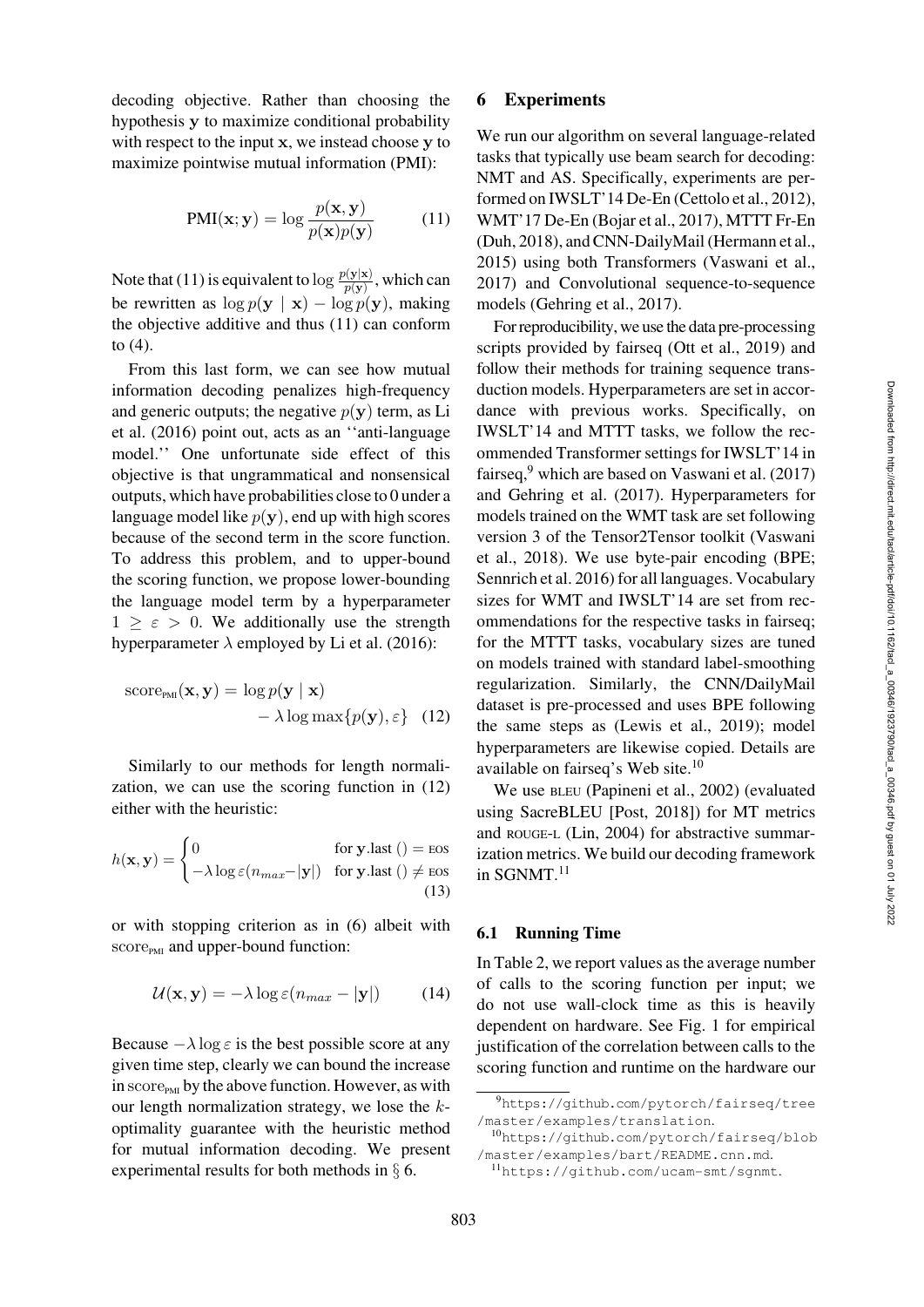decoding objective. Rather than choosing the hypothesis $\mathbf{y}$ to maximize conditional probability with respect to the input $\mathbf{x}$, we instead choose $\mathbf{y}$ to maximize pointwise mutual information (PMI):

$$\mathrm{PMI}(\mathbf{x};\mathbf{y}) = \log \frac{p(\mathbf{x},\mathbf{y})}{p(\mathbf{x})p(\mathbf{y})} \tag{11}$$

Note that (11) is equivalent to $\log \frac{p(\mathbf{y}|\mathbf{x})}{p(\mathbf{y})}$, which can be rewritten as $\log p(\mathbf{y} \mid \mathbf{x}) - \log p(\mathbf{y})$, making the objective additive and thus (11) can conform to (4).

From this last form, we can see how mutual information decoding penalizes high-frequency and generic outputs; the negative $p(\mathbf{y})$ term, as Li et al. (2016) point out, acts as an ''anti-language model.'' One unfortunate side effect of this objective is that ungrammatical and nonsensical outputs, which have probabilities close to 0 under a language model like $p(\mathbf{y})$, end up with high scores because of the second term in the score function. To address this problem, and to upper-bound the scoring function, we propose lower-bounding the language model term by a hyperparameter $1 \geq \varepsilon > 0$. We additionally use the strength hyperparameter $\lambda$ employed by Li et al. (2016):

$$\mathrm{score}_{\text{PMI}}(\mathbf{x},\mathbf{y}) = \log p(\mathbf{y} \mid \mathbf{x}) - \lambda \log \max\{p(\mathbf{y}), \varepsilon\} \tag{12}$$

Similarly to our methods for length normalization, we can use the scoring function in (12) either with the heuristic:

$$h(\mathbf{x},\mathbf{y}) = \begin{cases} 0 & \text{for } \mathbf{y}.\text{last}\,() = \text{EOS} \\ -\lambda \log \varepsilon (n_{max} - |\mathbf{y}|) & \text{for } \mathbf{y}.\text{last}\,() \neq \text{EOS} \end{cases} \tag{13}$$

or with stopping criterion as in (6) albeit with $\mathrm{score}_{\text{PMI}}$ and upper-bound function:

$$\mathcal{U}(\mathbf{x},\mathbf{y}) = -\lambda \log \varepsilon (n_{max} - |\mathbf{y}|) \tag{14}$$

Because $-\lambda \log \varepsilon$ is the best possible score at any given time step, clearly we can bound the increase in $\mathrm{score}_{\text{PMI}}$ by the above function. However, as with our length normalization strategy, we lose the $k$-optimality guarantee with the heuristic method for mutual information decoding. We present experimental results for both methods in § 6.

## 6 Experiments

We run our algorithm on several language-related tasks that typically use beam search for decoding: NMT and AS. Specifically, experiments are performed on IWSLT'14 De-En (Cettolo et al., 2012), WMT'17 De-En (Bojar et al., 2017), MTTT Fr-En (Duh, 2018), and CNN-DailyMail (Hermann et al., 2015) using both Transformers (Vaswani et al., 2017) and Convolutional sequence-to-sequence models (Gehring et al., 2017).

For reproducibility, we use the data pre-processing scripts provided by fairseq (Ott et al., 2019) and follow their methods for training sequence transduction models. Hyperparameters are set in accordance with previous works. Specifically, on IWSLT'14 and MTTT tasks, we follow the recommended Transformer settings for IWSLT'14 in fairseq,[9] which are based on Vaswani et al. (2017) and Gehring et al. (2017). Hyperparameters for models trained on the WMT task are set following version 3 of the Tensor2Tensor toolkit (Vaswani et al., 2018). We use byte-pair encoding (BPE; Sennrich et al. 2016) for all languages. Vocabulary sizes for WMT and IWSLT'14 are set from recommendations for the respective tasks in fairseq; for the MTTT tasks, vocabulary sizes are tuned on models trained with standard label-smoothing regularization. Similarly, the CNN/DailyMail dataset is pre-processed and uses BPE following the same steps as (Lewis et al., 2019); model hyperparameters are likewise copied. Details are available on fairseq's Web site.[10]

We use BLEU (Papineni et al., 2002) (evaluated using SacreBLEU [Post, 2018]) for MT metrics and ROUGE-L (Lin, 2004) for abstractive summarization metrics. We build our decoding framework in SGNMT.[11]

### 6.1 Running Time

In Table 2, we report values as the average number of calls to the scoring function per input; we do not use wall-clock time as this is heavily dependent on hardware. See Fig. 1 for empirical justification of the correlation between calls to the scoring function and runtime on the hardware our

[9] https://github.com/pytorch/fairseq/tree/master/examples/translation.

[10] https://github.com/pytorch/fairseq/blob/master/examples/bart/README.cnn.md.

[11] https://github.com/ucam-smt/sgnmt.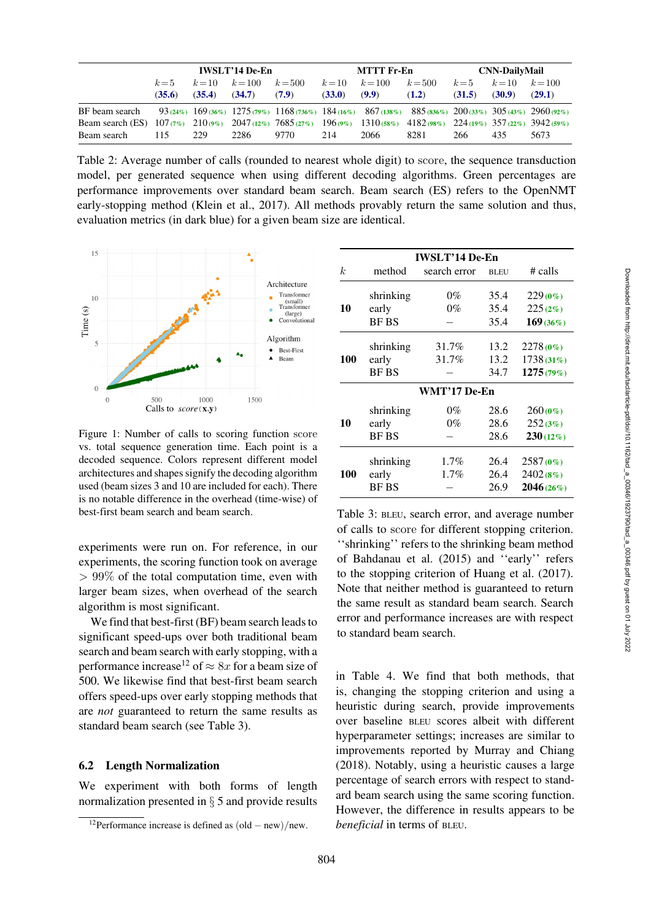| | IWSLT'14 De-En | | | | MTTT Fr-En | | | CNN-DailyMail | | |
|---|---|---|---|---|---|---|---|---|---|---|
| | $k=5$ | $k=10$ | $k=100$ | $k=500$ | $k=10$ | $k=100$ | $k=500$ | $k=5$ | $k=10$ | $k=100$ |
| | **(35.6)** | **(35.4)** | **(34.7)** | **(7.9)** | **(33.0)** | **(9.9)** | **(1.2)** | **(31.5)** | **(30.9)** | **(29.1)** |
| BF beam search | 93 (24%) | 169 (36%) | 1275 (79%) | 1168 (736%) | 184 (16%) | 867 (138%) | 885 (836%) | 200 (33%) | 305 (43%) | 2960 (92%) |
| Beam search (ES) | 107 (7%) | 210 (9%) | 2047 (12%) | 7685 (27%) | 196 (9%) | 1310 (58%) | 4182 (98%) | 224 (19%) | 357 (22%) | 3942 (59%) |
| Beam search | 115 | 229 | 2286 | 9770 | 214 | 2066 | 8281 | 266 | 435 | 5673 |

Table 2: Average number of calls (rounded to nearest whole digit) to score, the sequence transduction model, per generated sequence when using different decoding algorithms. Green percentages are performance improvements over standard beam search. Beam search (ES) refers to the OpenNMT early-stopping method (Klein et al., 2017). All methods provably return the same solution and thus, evaluation metrics (in dark blue) for a given beam size are identical.

Figure 1: Number of calls to scoring function score vs. total sequence generation time. Each point is a decoded sequence. Colors represent different model architectures and shapes signify the decoding algorithm used (beam sizes 3 and 10 are included for each). There is no notable difference in the overhead (time-wise) of best-first beam search and beam search.

experiments were run on. For reference, in our experiments, the scoring function took on average $> 99\%$ of the total computation time, even with larger beam sizes, when overhead of the search algorithm is most significant.

We find that best-first (BF) beam search leads to significant speed-ups over both traditional beam search and beam search with early stopping, with a performance increase[12] of $\approx 8x$ for a beam size of 500. We likewise find that best-first beam search offers speed-ups over early stopping methods that are *not* guaranteed to return the same results as standard beam search (see Table 3).

## 6.2 Length Normalization

We experiment with both forms of length normalization presented in § 5 and provide results in Table 4. We find that both methods, that is, changing the stopping criterion and using a heuristic during search, provide improvements over baseline BLEU scores albeit with different hyperparameter settings; increases are similar to improvements reported by Murray and Chiang (2018). Notably, using a heuristic causes a large percentage of search errors with respect to standard beam search using the same scoring function. However, the difference in results appears to be *beneficial* in terms of BLEU.

[12]Performance increase is defined as (old − new)/new.

| $k$ | method | search error | BLEU | # calls |
|---|---|---|---|---|
| | **IWSLT'14 De-En** | | | |
| 10 | shrinking | 0% | 35.4 | 229 (0%) |
| | early | 0% | 35.4 | 225 (2%) |
| | BF BS | – | 35.4 | **169** (36%) |
| 100 | shrinking | 31.7% | 13.2 | 2278 (0%) |
| | early | 31.7% | 13.2 | 1738 (31%) |
| | BF BS | – | 34.7 | **1275** (79%) |
| | **WMT'17 De-En** | | | |
| 10 | shrinking | 0% | 28.6 | 260 (0%) |
| | early | 0% | 28.6 | 252 (3%) |
| | BF BS | – | 28.6 | **230** (12%) |
| 100 | shrinking | 1.7% | 26.4 | 2587 (0%) |
| | early | 1.7% | 26.4 | 2402 (8%) |
| | BF BS | – | 26.9 | **2046** (26%) |

Table 3: BLEU, search error, and average number of calls to score for different stopping criterion. ''shrinking'' refers to the shrinking beam method of Bahdanau et al. (2015) and ''early'' refers to the stopping criterion of Huang et al. (2017). Note that neither method is guaranteed to return the same result as standard beam search. Search error and performance increases are with respect to standard beam search.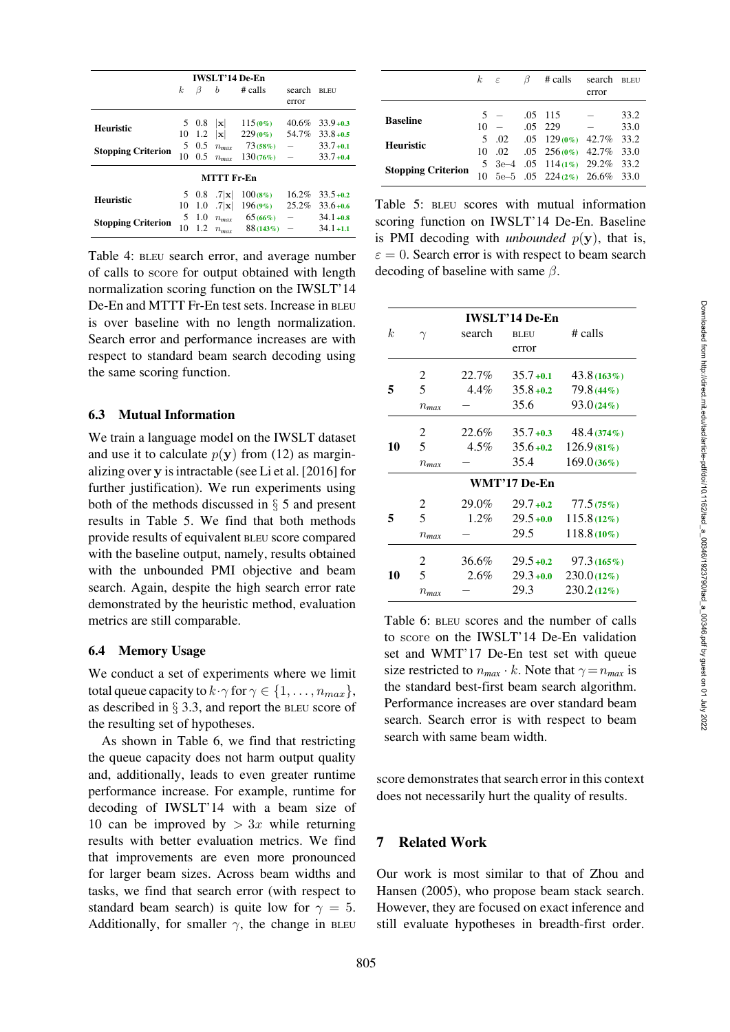| | $k$ | $\beta$ | $b$ | # calls | search error | BLEU |
|---|---|---|---|---|---|---|
| **IWSLT'14 De-En** | | | | | | |
| **Heuristic** | 5 | 0.8 | $\|\mathbf{x}\|$ | 115 (0%) | 40.6% | 33.9 +0.3 |
| | 10 | 1.2 | $\|\mathbf{x}\|$ | 229 (0%) | 54.7% | 33.8 +0.5 |
| **Stopping Criterion** | 5 | 0.5 | $n_{max}$ | 73 (58%) | – | 33.7 +0.1 |
| | 10 | 0.5 | $n_{max}$ | 130 (76%) | – | 33.7 +0.4 |
| **MTTT Fr-En** | | | | | | |
| **Heuristic** | 5 | 0.8 | $.7\|\mathbf{x}\|$ | 100 (8%) | 16.2% | 33.5 +0.2 |
| | 10 | 1.0 | $.7\|\mathbf{x}\|$ | 196 (9%) | 25.2% | 33.6 +0.6 |
| **Stopping Criterion** | 5 | 1.0 | $n_{max}$ | 65 (66%) | – | 34.1 +0.8 |
| | 10 | 1.2 | $n_{max}$ | 88 (143%) | – | 34.1 +1.1 |

Table 4: BLEU search error, and average number of calls to score for output obtained with length normalization scoring function on the IWSLT'14 De-En and MTTT Fr-En test sets. Increase in BLEU is over baseline with no length normalization. Search error and performance increases are with respect to standard beam search decoding using the same scoring function.

### 6.3 Mutual Information

We train a language model on the IWSLT dataset and use it to calculate $p(\mathbf{y})$ from (12) as marginalizing over $\mathbf{y}$ is intractable (see Li et al. [2016] for further justification). We run experiments using both of the methods discussed in § 5 and present results in Table 5. We find that both methods provide results of equivalent BLEU score compared with the baseline output, namely, results obtained with the unbounded PMI objective and beam search. Again, despite the high search error rate demonstrated by the heuristic method, evaluation metrics are still comparable.

### 6.4 Memory Usage

We conduct a set of experiments where we limit total queue capacity to $k\cdot\gamma$ for $\gamma \in \{1, \ldots, n_{max}\}$, as described in § 3.3, and report the BLEU score of the resulting set of hypotheses.

As shown in Table 6, we find that restricting the queue capacity does not harm output quality and, additionally, leads to even greater runtime performance increase. For example, runtime for decoding of IWSLT'14 with a beam size of 10 can be improved by $> 3x$ while returning results with better evaluation metrics. We find that improvements are even more pronounced for larger beam sizes. Across beam widths and tasks, we find that search error (with respect to standard beam search) is quite low for $\gamma = 5$. Additionally, for smaller $\gamma$, the change in BLEU score demonstrates that search error in this context does not necessarily hurt the quality of results.

| | $k$ | $\varepsilon$ | $\beta$ | # calls | search error | BLEU |
|---|---|---|---|---|---|---|
| **Baseline** | 5 | – | .05 | 115 | – | 33.2 |
| | 10 | – | .05 | 229 | – | 33.0 |
| **Heuristic** | 5 | .02 | .05 | 129 (0%) | 42.7% | 33.2 |
| | 10 | .02 | .05 | 256 (0%) | 42.7% | 33.0 |
| **Stopping Criterion** | 5 | 3e–4 | .05 | 114 (1%) | 29.2% | 33.2 |
| | 10 | 5e–5 | .05 | 224 (2%) | 26.6% | 33.0 |

Table 5: BLEU scores with mutual information scoring function on IWSLT'14 De-En. Baseline is PMI decoding with *unbounded* $p(\mathbf{y})$, that is, $\varepsilon = 0$. Search error is with respect to beam search decoding of baseline with same $\beta$.

| $k$ | $\gamma$ | search error | BLEU | # calls |
|---|---|---|---|---|
| **IWSLT'14 De-En** | | | | |
| **5** | 2 | 22.7% | 35.7 +0.1 | 43.8 (163%) |
| | 5 | 4.4% | 35.8 +0.2 | 79.8 (44%) |
| | $n_{max}$ | – | 35.6 | 93.0 (24%) |
| **10** | 2 | 22.6% | 35.7 +0.3 | 48.4 (374%) |
| | 5 | 4.5% | 35.6 +0.2 | 126.9 (81%) |
| | $n_{max}$ | – | 35.4 | 169.0 (36%) |
| **WMT'17 De-En** | | | | |
| **5** | 2 | 29.0% | 29.7 +0.2 | 77.5 (75%) |
| | 5 | 1.2% | 29.5 +0.0 | 115.8 (12%) |
| | $n_{max}$ | – | 29.5 | 118.8 (10%) |
| **10** | 2 | 36.6% | 29.5 +0.2 | 97.3 (165%) |
| | 5 | 2.6% | 29.3 +0.0 | 230.0 (12%) |
| | $n_{max}$ | – | 29.3 | 230.2 (12%) |

Table 6: BLEU scores and the number of calls to score on the IWSLT'14 De-En validation set and WMT'17 De-En test set with queue size restricted to $n_{max}\cdot k$. Note that $\gamma = n_{max}$ is the standard best-first beam search algorithm. Performance increases are over standard beam search. Search error is with respect to beam search with same beam width.

## 7 Related Work

Our work is most similar to that of Zhou and Hansen (2005), who propose beam stack search. However, they are focused on exact inference and still evaluate hypotheses in breadth-first order.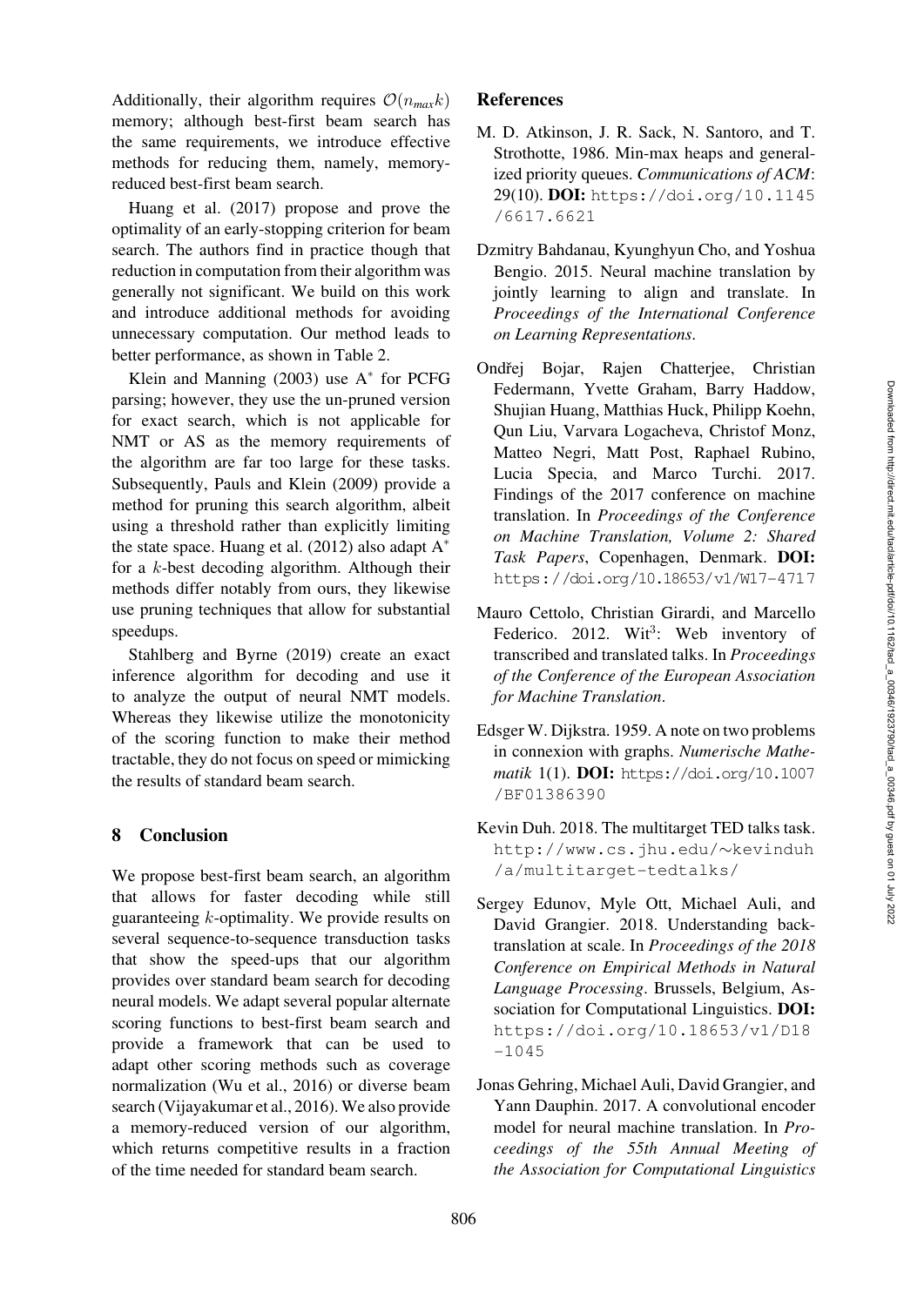Additionally, their algorithm requires $\mathcal{O}(n_{max}k)$ memory; although best-first beam search has the same requirements, we introduce effective methods for reducing them, namely, memory-reduced best-first beam search.

Huang et al. (2017) propose and prove the optimality of an early-stopping criterion for beam search. The authors find in practice though that reduction in computation from their algorithm was generally not significant. We build on this work and introduce additional methods for avoiding unnecessary computation. Our method leads to better performance, as shown in Table 2.

Klein and Manning (2003) use $A^*$ for PCFG parsing; however, they use the un-pruned version for exact search, which is not applicable for NMT or AS as the memory requirements of the algorithm are far too large for these tasks. Subsequently, Pauls and Klein (2009) provide a method for pruning this search algorithm, albeit using a threshold rather than explicitly limiting the state space. Huang et al. (2012) also adapt $A^*$ for a $k$-best decoding algorithm. Although their methods differ notably from ours, they likewise use pruning techniques that allow for substantial speedups.

Stahlberg and Byrne (2019) create an exact inference algorithm for decoding and use it to analyze the output of neural NMT models. Whereas they likewise utilize the monotonicity of the scoring function to make their method tractable, they do not focus on speed or mimicking the results of standard beam search.

## 8 Conclusion

We propose best-first beam search, an algorithm that allows for faster decoding while still guaranteeing $k$-optimality. We provide results on several sequence-to-sequence transduction tasks that show the speed-ups that our algorithm provides over standard beam search for decoding neural models. We adapt several popular alternate scoring functions to best-first beam search and provide a framework that can be used to adapt other scoring methods such as coverage normalization (Wu et al., 2016) or diverse beam search (Vijayakumar et al., 2016). We also provide a memory-reduced version of our algorithm, which returns competitive results in a fraction of the time needed for standard beam search.

## References

M. D. Atkinson, J. R. Sack, N. Santoro, and T. Strothotte, 1986. Min-max heaps and generalized priority queues. *Communications of ACM*: 29(10). **DOI:** https://doi.org/10.1145/6617.6621

Dzmitry Bahdanau, Kyunghyun Cho, and Yoshua Bengio. 2015. Neural machine translation by jointly learning to align and translate. In *Proceedings of the International Conference on Learning Representations*.

Ondřej Bojar, Rajen Chatterjee, Christian Federmann, Yvette Graham, Barry Haddow, Shujian Huang, Matthias Huck, Philipp Koehn, Qun Liu, Varvara Logacheva, Christof Monz, Matteo Negri, Matt Post, Raphael Rubino, Lucia Specia, and Marco Turchi. 2017. Findings of the 2017 conference on machine translation. In *Proceedings of the Conference on Machine Translation, Volume 2: Shared Task Papers*, Copenhagen, Denmark. **DOI:** https://doi.org/10.18653/v1/W17-4717

Mauro Cettolo, Christian Girardi, and Marcello Federico. 2012. Wit$^3$: Web inventory of transcribed and translated talks. In *Proceedings of the Conference of the European Association for Machine Translation*.

Edsger W. Dijkstra. 1959. A note on two problems in connexion with graphs. *Numerische Mathematik* 1(1). **DOI:** https://doi.org/10.1007/BF01386390

Kevin Duh. 2018. The multitarget TED talks task. http://www.cs.jhu.edu/~kevinduh/a/multitarget-tedtalks/

Sergey Edunov, Myle Ott, Michael Auli, and David Grangier. 2018. Understanding back-translation at scale. In *Proceedings of the 2018 Conference on Empirical Methods in Natural Language Processing*. Brussels, Belgium, Association for Computational Linguistics. **DOI:** https://doi.org/10.18653/v1/D18-1045

Jonas Gehring, Michael Auli, David Grangier, and Yann Dauphin. 2017. A convolutional encoder model for neural machine translation. In *Proceedings of the 55th Annual Meeting of the Association for Computational Linguistics*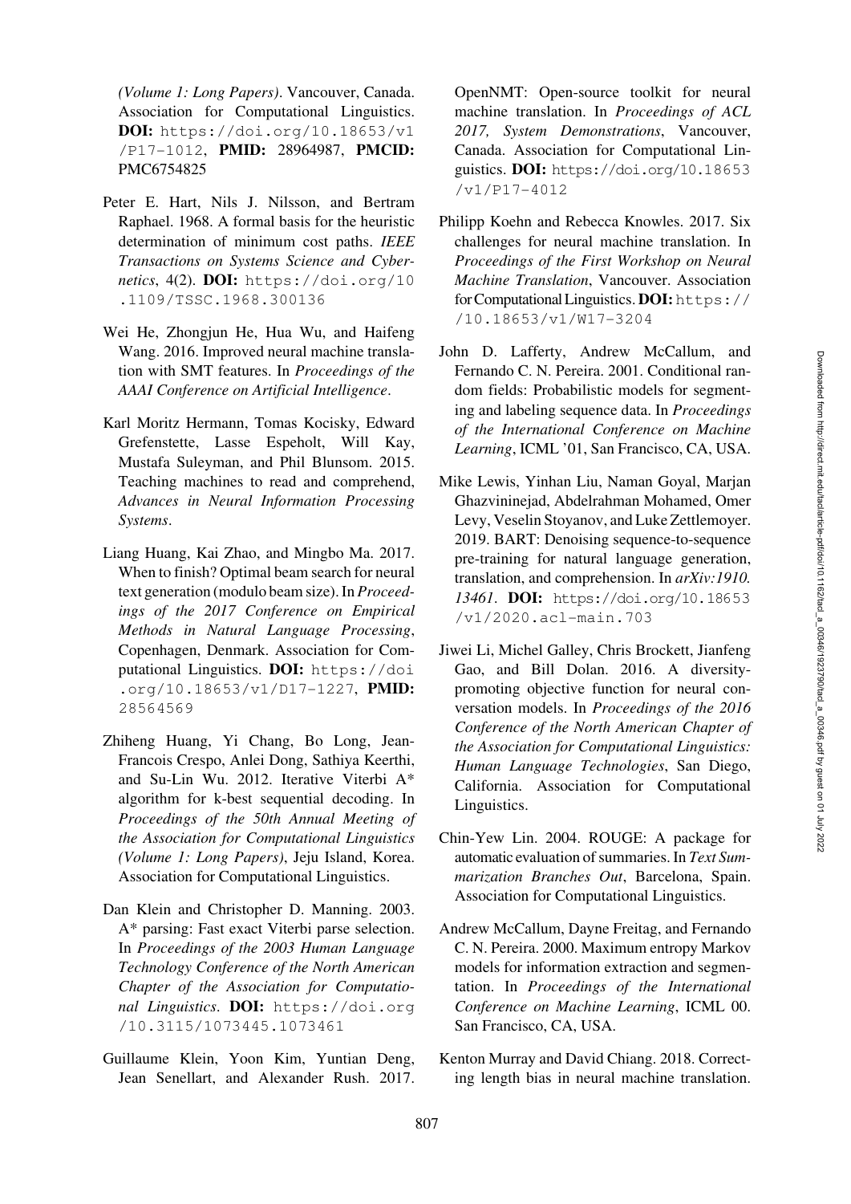*(Volume 1: Long Papers)*. Vancouver, Canada. Association for Computational Linguistics. **DOI:** https://doi.org/10.18653/v1/P17-1012, **PMID:** 28964987, **PMCID:** PMC6754825

Peter E. Hart, Nils J. Nilsson, and Bertram Raphael. 1968. A formal basis for the heuristic determination of minimum cost paths. *IEEE Transactions on Systems Science and Cybernetics*, 4(2). **DOI:** https://doi.org/10.1109/TSSC.1968.300136

Wei He, Zhongjun He, Hua Wu, and Haifeng Wang. 2016. Improved neural machine translation with SMT features. In *Proceedings of the AAAI Conference on Artificial Intelligence*.

Karl Moritz Hermann, Tomas Kocisky, Edward Grefenstette, Lasse Espeholt, Will Kay, Mustafa Suleyman, and Phil Blunsom. 2015. Teaching machines to read and comprehend, *Advances in Neural Information Processing Systems*.

Liang Huang, Kai Zhao, and Mingbo Ma. 2017. When to finish? Optimal beam search for neural text generation (modulo beam size). In *Proceedings of the 2017 Conference on Empirical Methods in Natural Language Processing*, Copenhagen, Denmark. Association for Computational Linguistics. **DOI:** https://doi.org/10.18653/v1/D17-1227, **PMID:** 28564569

Zhiheng Huang, Yi Chang, Bo Long, Jean-Francois Crespo, Anlei Dong, Sathiya Keerthi, and Su-Lin Wu. 2012. Iterative Viterbi A* algorithm for k-best sequential decoding. In *Proceedings of the 50th Annual Meeting of the Association for Computational Linguistics (Volume 1: Long Papers)*, Jeju Island, Korea. Association for Computational Linguistics.

Dan Klein and Christopher D. Manning. 2003. A* parsing: Fast exact Viterbi parse selection. In *Proceedings of the 2003 Human Language Technology Conference of the North American Chapter of the Association for Computational Linguistics*. **DOI:** https://doi.org/10.3115/1073445.1073461

Guillaume Klein, Yoon Kim, Yuntian Deng, Jean Senellart, and Alexander Rush. 2017. OpenNMT: Open-source toolkit for neural machine translation. In *Proceedings of ACL 2017, System Demonstrations*, Vancouver, Canada. Association for Computational Linguistics. **DOI:** https://doi.org/10.18653/v1/P17-4012

Philipp Koehn and Rebecca Knowles. 2017. Six challenges for neural machine translation. In *Proceedings of the First Workshop on Neural Machine Translation*, Vancouver. Association for Computational Linguistics. **DOI:** https://doi.org/10.18653/v1/W17-3204

John D. Lafferty, Andrew McCallum, and Fernando C. N. Pereira. 2001. Conditional random fields: Probabilistic models for segmenting and labeling sequence data. In *Proceedings of the International Conference on Machine Learning*, ICML '01, San Francisco, CA, USA.

Mike Lewis, Yinhan Liu, Naman Goyal, Marjan Ghazvininejad, Abdelrahman Mohamed, Omer Levy, Veselin Stoyanov, and Luke Zettlemoyer. 2019. BART: Denoising sequence-to-sequence pre-training for natural language generation, translation, and comprehension. In *arXiv:1910.13461*. **DOI:** https://doi.org/10.18653/v1/2020.acl-main.703

Jiwei Li, Michel Galley, Chris Brockett, Jianfeng Gao, and Bill Dolan. 2016. A diversity-promoting objective function for neural conversation models. In *Proceedings of the 2016 Conference of the North American Chapter of the Association for Computational Linguistics: Human Language Technologies*, San Diego, California. Association for Computational Linguistics.

Chin-Yew Lin. 2004. ROUGE: A package for automatic evaluation of summaries. In *Text Summarization Branches Out*, Barcelona, Spain. Association for Computational Linguistics.

Andrew McCallum, Dayne Freitag, and Fernando C. N. Pereira. 2000. Maximum entropy Markov models for information extraction and segmentation. In *Proceedings of the International Conference on Machine Learning*, ICML 00. San Francisco, CA, USA.

Kenton Murray and David Chiang. 2018. Correcting length bias in neural machine translation.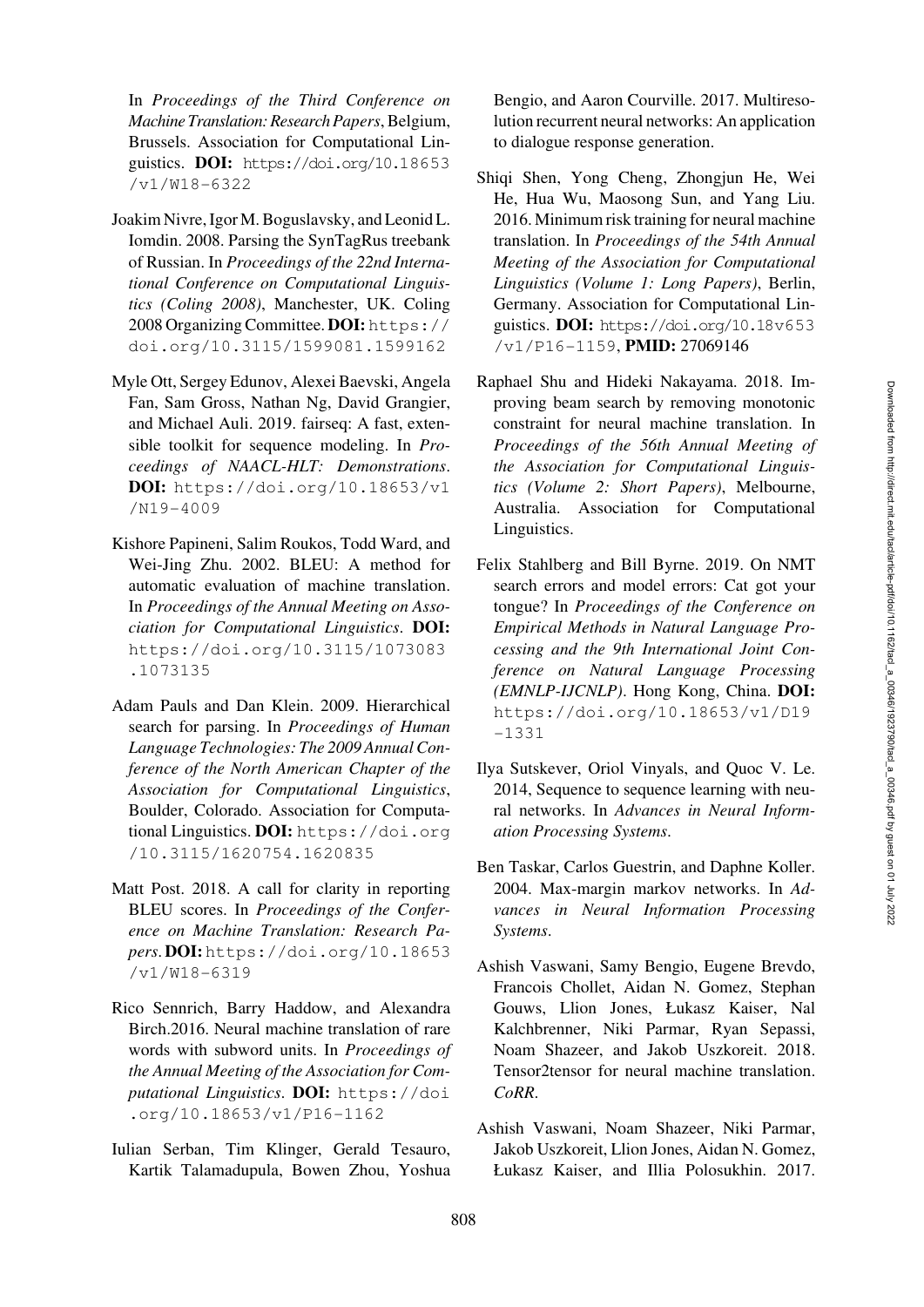In *Proceedings of the Third Conference on Machine Translation: Research Papers*, Belgium, Brussels. Association for Computational Linguistics. **DOI:** https://doi.org/10.18653/v1/W18-6322

Joakim Nivre, Igor M. Boguslavsky, and Leonid L. Iomdin. 2008. Parsing the SynTagRus treebank of Russian. In *Proceedings of the 22nd International Conference on Computational Linguistics (Coling 2008)*, Manchester, UK. Coling 2008 Organizing Committee. **DOI:** https://doi.org/10.3115/1599081.1599162

Myle Ott, Sergey Edunov, Alexei Baevski, Angela Fan, Sam Gross, Nathan Ng, David Grangier, and Michael Auli. 2019. fairseq: A fast, extensible toolkit for sequence modeling. In *Proceedings of NAACL-HLT: Demonstrations*. **DOI:** https://doi.org/10.18653/v1/N19-4009

Kishore Papineni, Salim Roukos, Todd Ward, and Wei-Jing Zhu. 2002. BLEU: A method for automatic evaluation of machine translation. In *Proceedings of the Annual Meeting on Association for Computational Linguistics*. **DOI:** https://doi.org/10.3115/1073083.1073135

Adam Pauls and Dan Klein. 2009. Hierarchical search for parsing. In *Proceedings of Human Language Technologies: The 2009 Annual Conference of the North American Chapter of the Association for Computational Linguistics*, Boulder, Colorado. Association for Computational Linguistics. **DOI:** https://doi.org/10.3115/1620754.1620835

Matt Post. 2018. A call for clarity in reporting BLEU scores. In *Proceedings of the Conference on Machine Translation: Research Papers*. **DOI:** https://doi.org/10.18653/v1/W18-6319

Rico Sennrich, Barry Haddow, and Alexandra Birch.2016. Neural machine translation of rare words with subword units. In *Proceedings of the Annual Meeting of the Association for Computational Linguistics*. **DOI:** https://doi.org/10.18653/v1/P16-1162

Iulian Serban, Tim Klinger, Gerald Tesauro, Kartik Talamadupula, Bowen Zhou, Yoshua Bengio, and Aaron Courville. 2017. Multiresolution recurrent neural networks: An application to dialogue response generation.

Shiqi Shen, Yong Cheng, Zhongjun He, Wei He, Hua Wu, Maosong Sun, and Yang Liu. 2016. Minimum risk training for neural machine translation. In *Proceedings of the 54th Annual Meeting of the Association for Computational Linguistics (Volume 1: Long Papers)*, Berlin, Germany. Association for Computational Linguistics. **DOI:** https://doi.org/10.18v653/v1/P16-1159, **PMID:** 27069146

Raphael Shu and Hideki Nakayama. 2018. Improving beam search by removing monotonic constraint for neural machine translation. In *Proceedings of the 56th Annual Meeting of the Association for Computational Linguistics (Volume 2: Short Papers)*, Melbourne, Australia. Association for Computational Linguistics.

Felix Stahlberg and Bill Byrne. 2019. On NMT search errors and model errors: Cat got your tongue? In *Proceedings of the Conference on Empirical Methods in Natural Language Processing and the 9th International Joint Conference on Natural Language Processing (EMNLP-IJCNLP)*. Hong Kong, China. **DOI:** https://doi.org/10.18653/v1/D19-1331

Ilya Sutskever, Oriol Vinyals, and Quoc V. Le. 2014, Sequence to sequence learning with neural networks. In *Advances in Neural Information Processing Systems*.

Ben Taskar, Carlos Guestrin, and Daphne Koller. 2004. Max-margin markov networks. In *Advances in Neural Information Processing Systems*.

Ashish Vaswani, Samy Bengio, Eugene Brevdo, Francois Chollet, Aidan N. Gomez, Stephan Gouws, Llion Jones, Łukasz Kaiser, Nal Kalchbrenner, Niki Parmar, Ryan Sepassi, Noam Shazeer, and Jakob Uszkoreit. 2018. Tensor2tensor for neural machine translation. *CoRR*.

Ashish Vaswani, Noam Shazeer, Niki Parmar, Jakob Uszkoreit, Llion Jones, Aidan N. Gomez, Łukasz Kaiser, and Illia Polosukhin. 2017.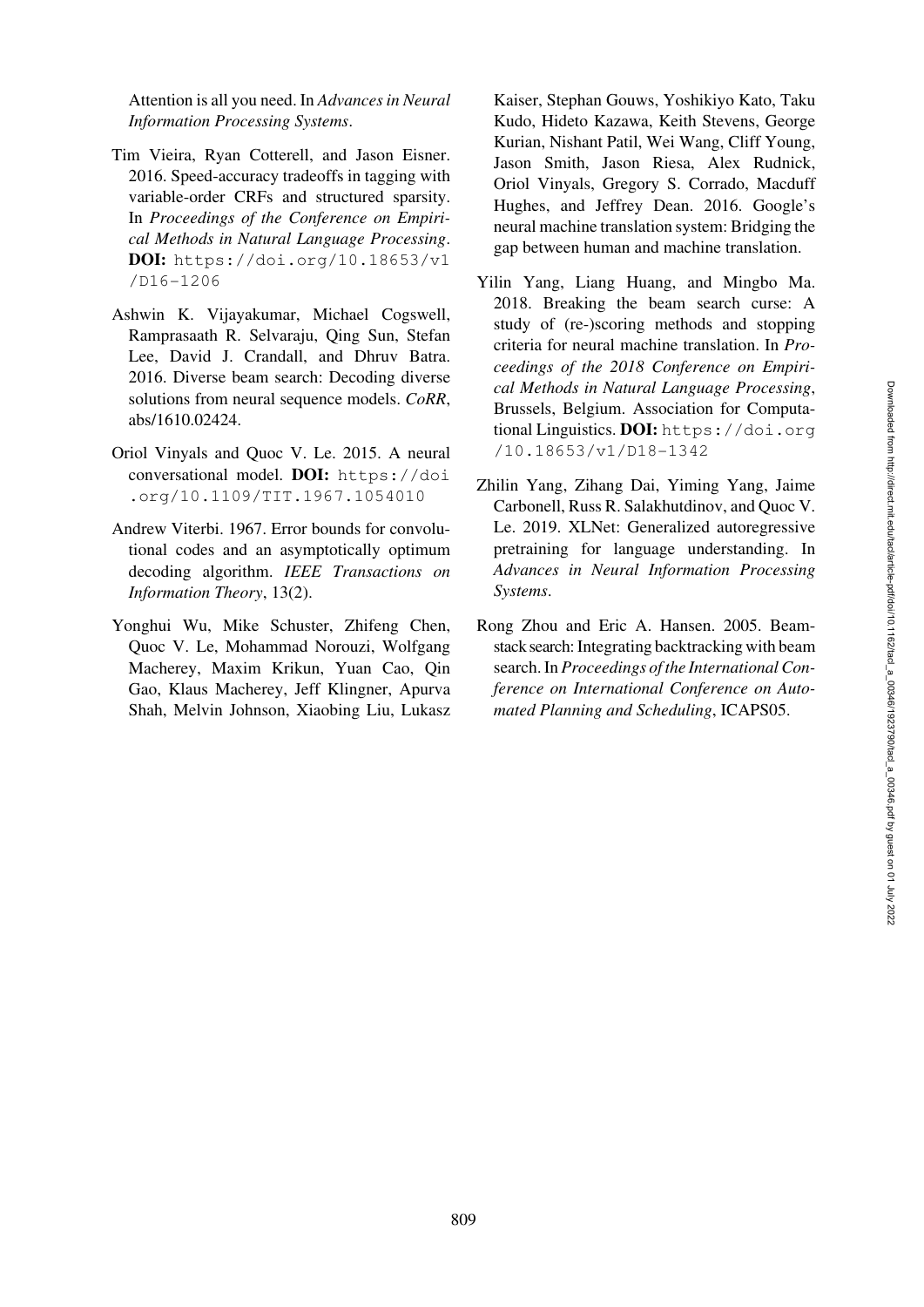Attention is all you need. In *Advances in Neural Information Processing Systems*.

Tim Vieira, Ryan Cotterell, and Jason Eisner. 2016. Speed-accuracy tradeoffs in tagging with variable-order CRFs and structured sparsity. In *Proceedings of the Conference on Empirical Methods in Natural Language Processing*. **DOI:** https://doi.org/10.18653/v1/D16-1206

Ashwin K. Vijayakumar, Michael Cogswell, Ramprasaath R. Selvaraju, Qing Sun, Stefan Lee, David J. Crandall, and Dhruv Batra. 2016. Diverse beam search: Decoding diverse solutions from neural sequence models. *CoRR*, abs/1610.02424.

Oriol Vinyals and Quoc V. Le. 2015. A neural conversational model. **DOI:** https://doi.org/10.1109/TIT.1967.1054010

Andrew Viterbi. 1967. Error bounds for convolutional codes and an asymptotically optimum decoding algorithm. *IEEE Transactions on Information Theory*, 13(2).

Yonghui Wu, Mike Schuster, Zhifeng Chen, Quoc V. Le, Mohammad Norouzi, Wolfgang Macherey, Maxim Krikun, Yuan Cao, Qin Gao, Klaus Macherey, Jeff Klingner, Apurva Shah, Melvin Johnson, Xiaobing Liu, Lukasz Kaiser, Stephan Gouws, Yoshikiyo Kato, Taku Kudo, Hideto Kazawa, Keith Stevens, George Kurian, Nishant Patil, Wei Wang, Cliff Young, Jason Smith, Jason Riesa, Alex Rudnick, Oriol Vinyals, Gregory S. Corrado, Macduff Hughes, and Jeffrey Dean. 2016. Google's neural machine translation system: Bridging the gap between human and machine translation.

Yilin Yang, Liang Huang, and Mingbo Ma. 2018. Breaking the beam search curse: A study of (re-)scoring methods and stopping criteria for neural machine translation. In *Proceedings of the 2018 Conference on Empirical Methods in Natural Language Processing*, Brussels, Belgium. Association for Computational Linguistics. **DOI:** https://doi.org/10.18653/v1/D18-1342

Zhilin Yang, Zihang Dai, Yiming Yang, Jaime Carbonell, Russ R. Salakhutdinov, and Quoc V. Le. 2019. XLNet: Generalized autoregressive pretraining for language understanding. In *Advances in Neural Information Processing Systems*.

Rong Zhou and Eric A. Hansen. 2005. Beam-stack search: Integrating backtracking with beam search. In *Proceedings of the International Conference on International Conference on Automated Planning and Scheduling*, ICAPS05.